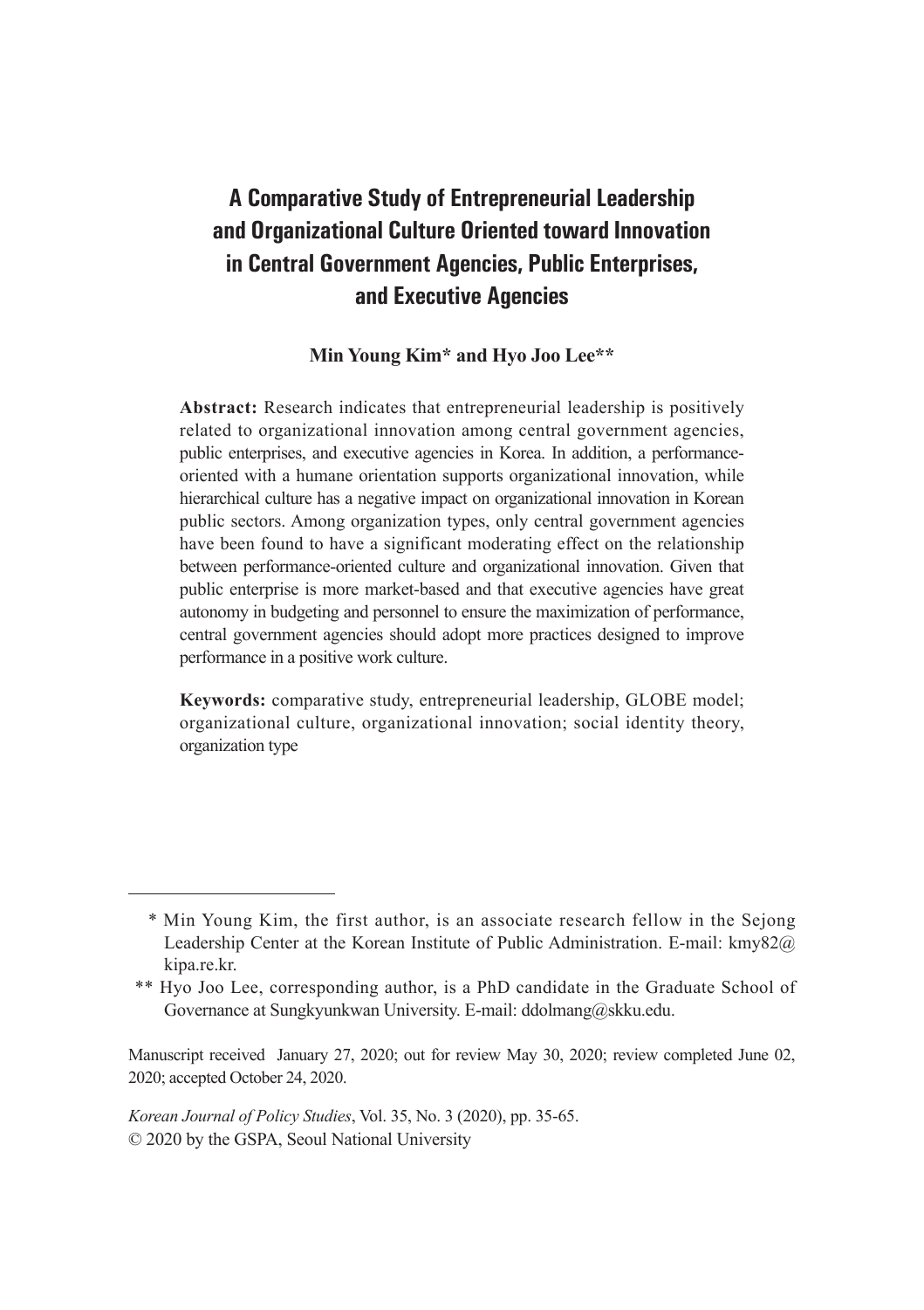# A Comparative Study of Entrepreneurial Leadership and Organizational Culture Oriented toward Innovation in Central Government Agencies, Public Enterprises, and Executive Agencies

**Min Young Kim\* and Hyo Joo Lee\*\***

**Abstract:** Research indicates that entrepreneurial leadership is positively related to organizational innovation among central government agencies, public enterprises, and executive agencies in Korea. In addition, a performance-oriented with a humane orientation supports organizational innovation, while hierarchical culture has a negative impact on organizational innovation in Korean public sectors. Among organization types, only central government agencies have been found to have a significant moderating effect on the relationship between performance-oriented culture and organizational innovation. Given that public enterprise is more market-based and that executive agencies have great autonomy in budgeting and personnel to ensure the maximization of performance, central government agencies should adopt more practices designed to improve performance in a positive work culture.

**Keywords:** comparative study, entrepreneurial leadership, GLOBE model; organizational culture, organizational innovation; social identity theory, organization type

---

\* Min Young Kim, the first author, is an associate research fellow in the Sejong Leadership Center at the Korean Institute of Public Administration. E-mail: kmy82@kipa.re.kr.

\*\* Hyo Joo Lee, corresponding author, is a PhD candidate in the Graduate School of Governance at Sungkyunkwan University. E-mail: ddolmang@skku.edu.

Manuscript received January 27, 2020; out for review May 30, 2020; review completed June 02, 2020; accepted October 24, 2020.

*Korean Journal of Policy Studies*, Vol. 35, No. 3 (2020), pp. 35-65.
© 2020 by the GSPA, Seoul National University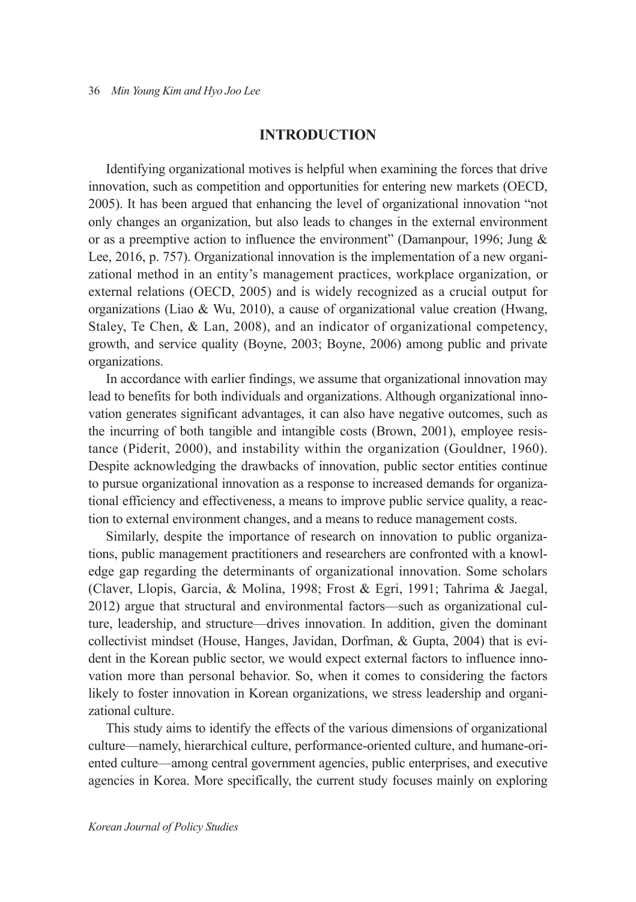## INTRODUCTION

Identifying organizational motives is helpful when examining the forces that drive innovation, such as competition and opportunities for entering new markets (OECD, 2005). It has been argued that enhancing the level of organizational innovation "not only changes an organization, but also leads to changes in the external environment or as a preemptive action to influence the environment" (Damanpour, 1996; Jung & Lee, 2016, p. 757). Organizational innovation is the implementation of a new organizational method in an entity's management practices, workplace organization, or external relations (OECD, 2005) and is widely recognized as a crucial output for organizations (Liao & Wu, 2010), a cause of organizational value creation (Hwang, Staley, Te Chen, & Lan, 2008), and an indicator of organizational competency, growth, and service quality (Boyne, 2003; Boyne, 2006) among public and private organizations.

In accordance with earlier findings, we assume that organizational innovation may lead to benefits for both individuals and organizations. Although organizational innovation generates significant advantages, it can also have negative outcomes, such as the incurring of both tangible and intangible costs (Brown, 2001), employee resistance (Piderit, 2000), and instability within the organization (Gouldner, 1960). Despite acknowledging the drawbacks of innovation, public sector entities continue to pursue organizational innovation as a response to increased demands for organizational efficiency and effectiveness, a means to improve public service quality, a reaction to external environment changes, and a means to reduce management costs.

Similarly, despite the importance of research on innovation to public organizations, public management practitioners and researchers are confronted with a knowledge gap regarding the determinants of organizational innovation. Some scholars (Claver, Llopis, Garcia, & Molina, 1998; Frost & Egri, 1991; Tahrima & Jaegal, 2012) argue that structural and environmental factors—such as organizational culture, leadership, and structure—drives innovation. In addition, given the dominant collectivist mindset (House, Hanges, Javidan, Dorfman, & Gupta, 2004) that is evident in the Korean public sector, we would expect external factors to influence innovation more than personal behavior. So, when it comes to considering the factors likely to foster innovation in Korean organizations, we stress leadership and organizational culture.

This study aims to identify the effects of the various dimensions of organizational culture—namely, hierarchical culture, performance-oriented culture, and humane-oriented culture—among central government agencies, public enterprises, and executive agencies in Korea. More specifically, the current study focuses mainly on exploring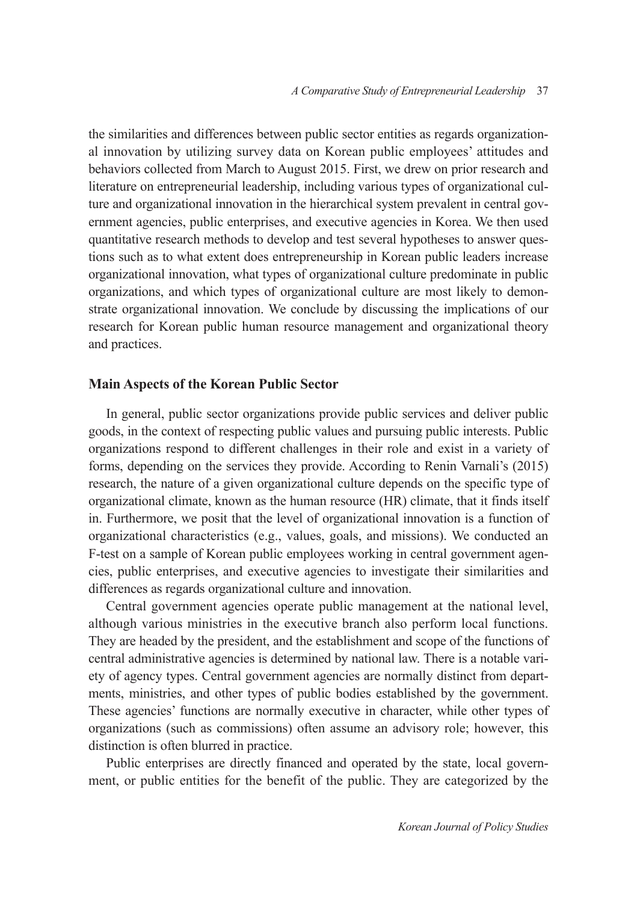the similarities and differences between public sector entities as regards organizational innovation by utilizing survey data on Korean public employees' attitudes and behaviors collected from March to August 2015. First, we drew on prior research and literature on entrepreneurial leadership, including various types of organizational culture and organizational innovation in the hierarchical system prevalent in central government agencies, public enterprises, and executive agencies in Korea. We then used quantitative research methods to develop and test several hypotheses to answer questions such as to what extent does entrepreneurship in Korean public leaders increase organizational innovation, what types of organizational culture predominate in public organizations, and which types of organizational culture are most likely to demonstrate organizational innovation. We conclude by discussing the implications of our research for Korean public human resource management and organizational theory and practices.

## Main Aspects of the Korean Public Sector

In general, public sector organizations provide public services and deliver public goods, in the context of respecting public values and pursuing public interests. Public organizations respond to different challenges in their role and exist in a variety of forms, depending on the services they provide. According to Renin Varnali's (2015) research, the nature of a given organizational culture depends on the specific type of organizational climate, known as the human resource (HR) climate, that it finds itself in. Furthermore, we posit that the level of organizational innovation is a function of organizational characteristics (e.g., values, goals, and missions). We conducted an F-test on a sample of Korean public employees working in central government agencies, public enterprises, and executive agencies to investigate their similarities and differences as regards organizational culture and innovation.

Central government agencies operate public management at the national level, although various ministries in the executive branch also perform local functions. They are headed by the president, and the establishment and scope of the functions of central administrative agencies is determined by national law. There is a notable variety of agency types. Central government agencies are normally distinct from departments, ministries, and other types of public bodies established by the government. These agencies' functions are normally executive in character, while other types of organizations (such as commissions) often assume an advisory role; however, this distinction is often blurred in practice.

Public enterprises are directly financed and operated by the state, local government, or public entities for the benefit of the public. They are categorized by the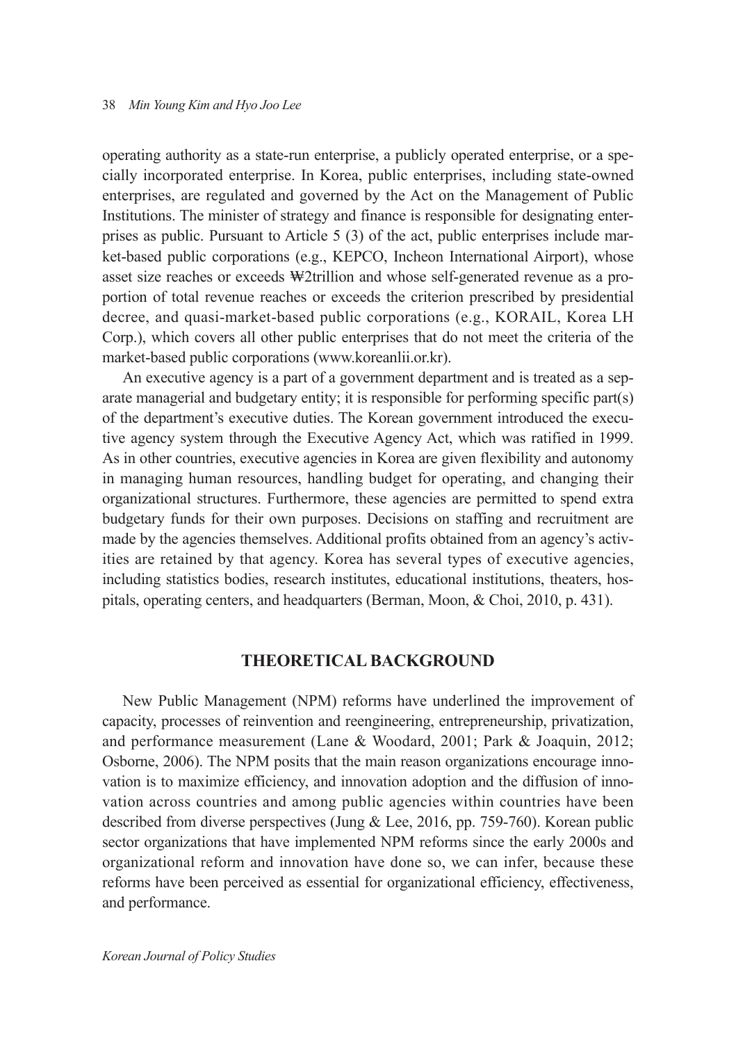operating authority as a state-run enterprise, a publicly operated enterprise, or a specially incorporated enterprise. In Korea, public enterprises, including state-owned enterprises, are regulated and governed by the Act on the Management of Public Institutions. The minister of strategy and finance is responsible for designating enterprises as public. Pursuant to Article 5 (3) of the act, public enterprises include market-based public corporations (e.g., KEPCO, Incheon International Airport), whose asset size reaches or exceeds ₩2trillion and whose self-generated revenue as a proportion of total revenue reaches or exceeds the criterion prescribed by presidential decree, and quasi-market-based public corporations (e.g., KORAIL, Korea LH Corp.), which covers all other public enterprises that do not meet the criteria of the market-based public corporations (www.koreanlii.or.kr).

An executive agency is a part of a government department and is treated as a separate managerial and budgetary entity; it is responsible for performing specific part(s) of the department's executive duties. The Korean government introduced the executive agency system through the Executive Agency Act, which was ratified in 1999. As in other countries, executive agencies in Korea are given flexibility and autonomy in managing human resources, handling budget for operating, and changing their organizational structures. Furthermore, these agencies are permitted to spend extra budgetary funds for their own purposes. Decisions on staffing and recruitment are made by the agencies themselves. Additional profits obtained from an agency's activities are retained by that agency. Korea has several types of executive agencies, including statistics bodies, research institutes, educational institutions, theaters, hospitals, operating centers, and headquarters (Berman, Moon, & Choi, 2010, p. 431).

## THEORETICAL BACKGROUND

New Public Management (NPM) reforms have underlined the improvement of capacity, processes of reinvention and reengineering, entrepreneurship, privatization, and performance measurement (Lane & Woodard, 2001; Park & Joaquin, 2012; Osborne, 2006). The NPM posits that the main reason organizations encourage innovation is to maximize efficiency, and innovation adoption and the diffusion of innovation across countries and among public agencies within countries have been described from diverse perspectives (Jung & Lee, 2016, pp. 759-760). Korean public sector organizations that have implemented NPM reforms since the early 2000s and organizational reform and innovation have done so, we can infer, because these reforms have been perceived as essential for organizational efficiency, effectiveness, and performance.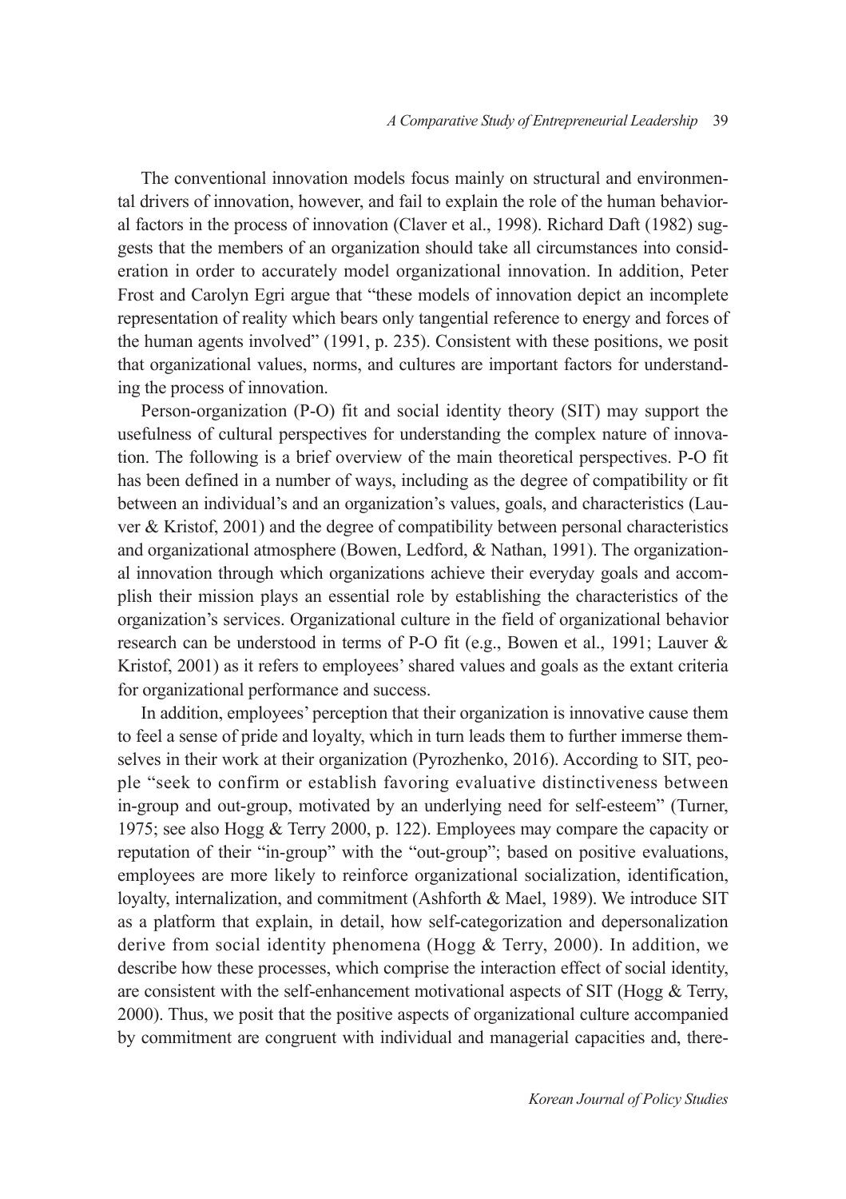The conventional innovation models focus mainly on structural and environmental drivers of innovation, however, and fail to explain the role of the human behavioral factors in the process of innovation (Claver et al., 1998). Richard Daft (1982) suggests that the members of an organization should take all circumstances into consideration in order to accurately model organizational innovation. In addition, Peter Frost and Carolyn Egri argue that "these models of innovation depict an incomplete representation of reality which bears only tangential reference to energy and forces of the human agents involved" (1991, p. 235). Consistent with these positions, we posit that organizational values, norms, and cultures are important factors for understanding the process of innovation.

Person-organization (P-O) fit and social identity theory (SIT) may support the usefulness of cultural perspectives for understanding the complex nature of innovation. The following is a brief overview of the main theoretical perspectives. P-O fit has been defined in a number of ways, including as the degree of compatibility or fit between an individual's and an organization's values, goals, and characteristics (Lauver & Kristof, 2001) and the degree of compatibility between personal characteristics and organizational atmosphere (Bowen, Ledford, & Nathan, 1991). The organizational innovation through which organizations achieve their everyday goals and accomplish their mission plays an essential role by establishing the characteristics of the organization's services. Organizational culture in the field of organizational behavior research can be understood in terms of P-O fit (e.g., Bowen et al., 1991; Lauver & Kristof, 2001) as it refers to employees' shared values and goals as the extant criteria for organizational performance and success.

In addition, employees' perception that their organization is innovative cause them to feel a sense of pride and loyalty, which in turn leads them to further immerse themselves in their work at their organization (Pyrozhenko, 2016). According to SIT, people "seek to confirm or establish favoring evaluative distinctiveness between in-group and out-group, motivated by an underlying need for self-esteem" (Turner, 1975; see also Hogg & Terry 2000, p. 122). Employees may compare the capacity or reputation of their "in-group" with the "out-group"; based on positive evaluations, employees are more likely to reinforce organizational socialization, identification, loyalty, internalization, and commitment (Ashforth & Mael, 1989). We introduce SIT as a platform that explain, in detail, how self-categorization and depersonalization derive from social identity phenomena (Hogg & Terry, 2000). In addition, we describe how these processes, which comprise the interaction effect of social identity, are consistent with the self-enhancement motivational aspects of SIT (Hogg & Terry, 2000). Thus, we posit that the positive aspects of organizational culture accompanied by commitment are congruent with individual and managerial capacities and, there-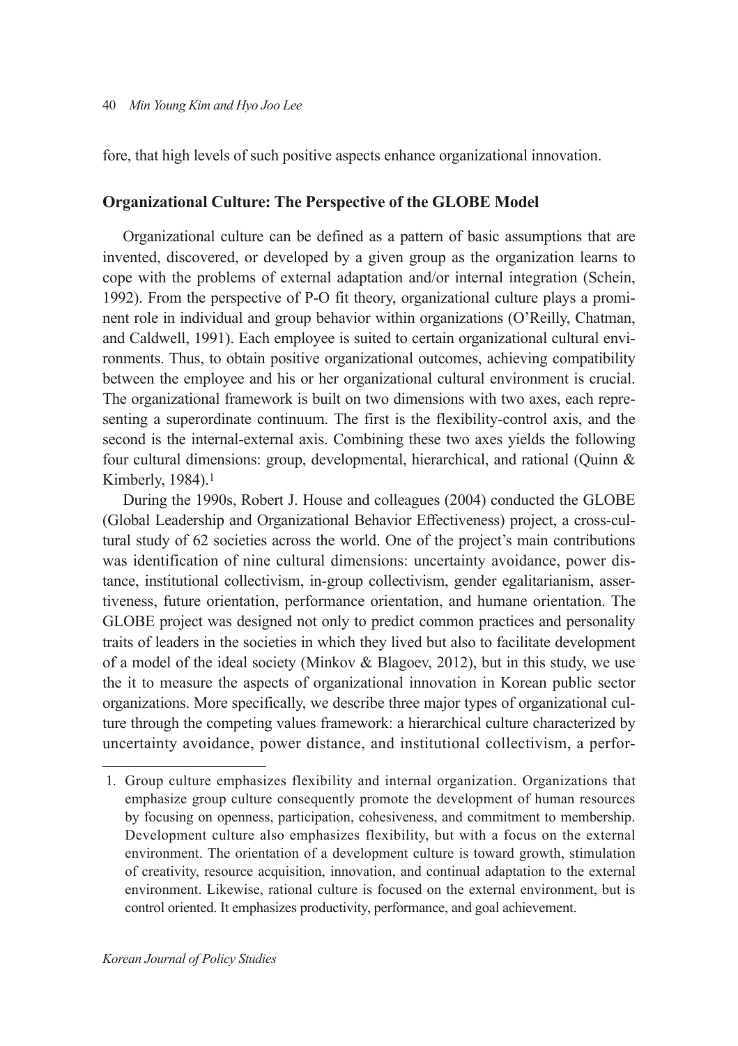fore, that high levels of such positive aspects enhance organizational innovation.

### Organizational Culture: The Perspective of the GLOBE Model

Organizational culture can be defined as a pattern of basic assumptions that are invented, discovered, or developed by a given group as the organization learns to cope with the problems of external adaptation and/or internal integration (Schein, 1992). From the perspective of P-O fit theory, organizational culture plays a prominent role in individual and group behavior within organizations (O'Reilly, Chatman, and Caldwell, 1991). Each employee is suited to certain organizational cultural environments. Thus, to obtain positive organizational outcomes, achieving compatibility between the employee and his or her organizational cultural environment is crucial. The organizational framework is built on two dimensions with two axes, each representing a superordinate continuum. The first is the flexibility-control axis, and the second is the internal-external axis. Combining these two axes yields the following four cultural dimensions: group, developmental, hierarchical, and rational (Quinn & Kimberly, 1984).[1]

During the 1990s, Robert J. House and colleagues (2004) conducted the GLOBE (Global Leadership and Organizational Behavior Effectiveness) project, a cross-cultural study of 62 societies across the world. One of the project's main contributions was identification of nine cultural dimensions: uncertainty avoidance, power distance, institutional collectivism, in-group collectivism, gender egalitarianism, assertiveness, future orientation, performance orientation, and humane orientation. The GLOBE project was designed not only to predict common practices and personality traits of leaders in the societies in which they lived but also to facilitate development of a model of the ideal society (Minkov & Blagoev, 2012), but in this study, we use the it to measure the aspects of organizational innovation in Korean public sector organizations. More specifically, we describe three major types of organizational culture through the competing values framework: a hierarchical culture characterized by uncertainty avoidance, power distance, and institutional collectivism, a perfor-

---

1. Group culture emphasizes flexibility and internal organization. Organizations that emphasize group culture consequently promote the development of human resources by focusing on openness, participation, cohesiveness, and commitment to membership. Development culture also emphasizes flexibility, but with a focus on the external environment. The orientation of a development culture is toward growth, stimulation of creativity, resource acquisition, innovation, and continual adaptation to the external environment. Likewise, rational culture is focused on the external environment, but is control oriented. It emphasizes productivity, performance, and goal achievement.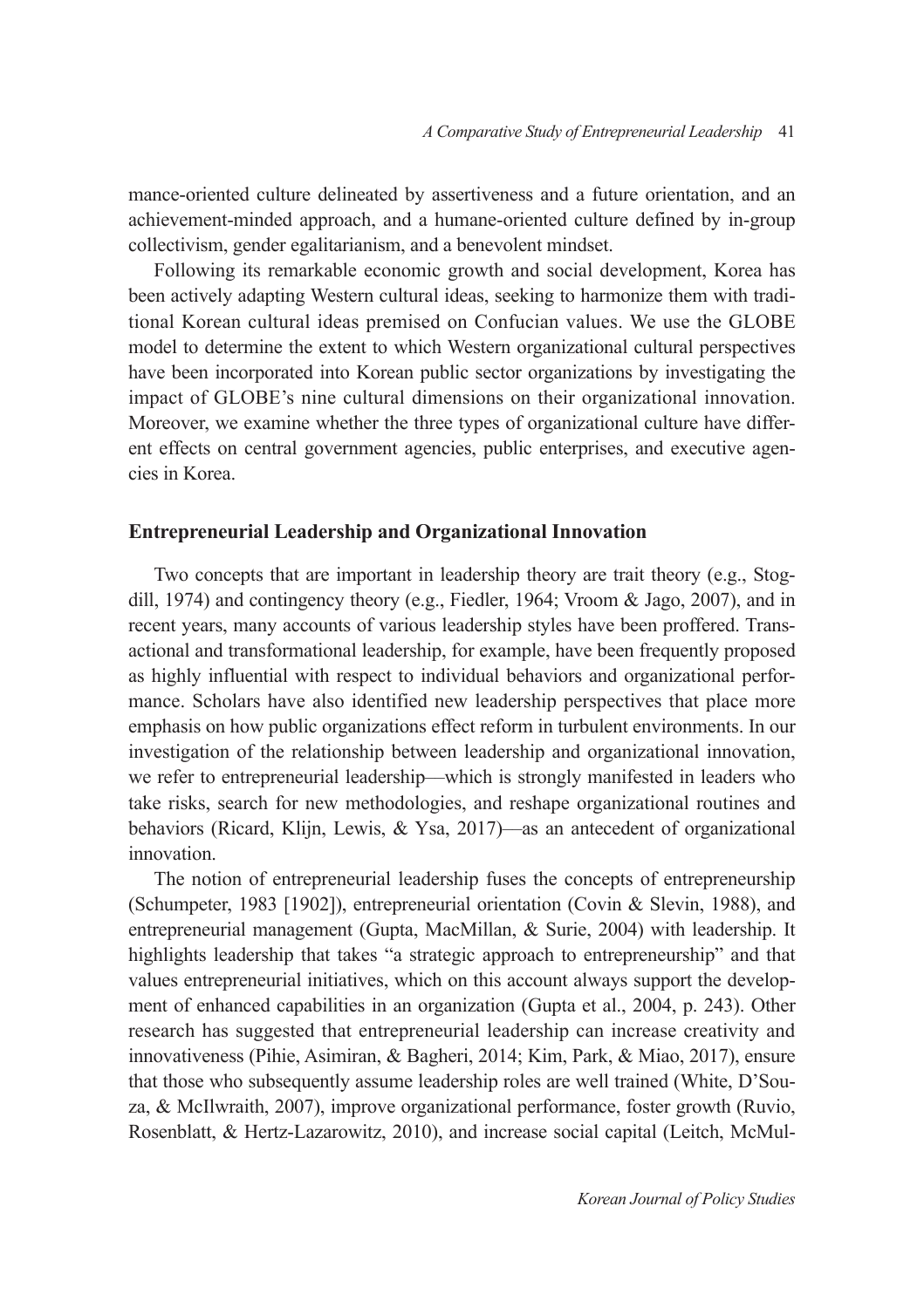mance-oriented culture delineated by assertiveness and a future orientation, and an achievement-minded approach, and a humane-oriented culture defined by in-group collectivism, gender egalitarianism, and a benevolent mindset.

Following its remarkable economic growth and social development, Korea has been actively adapting Western cultural ideas, seeking to harmonize them with traditional Korean cultural ideas premised on Confucian values. We use the GLOBE model to determine the extent to which Western organizational cultural perspectives have been incorporated into Korean public sector organizations by investigating the impact of GLOBE's nine cultural dimensions on their organizational innovation. Moreover, we examine whether the three types of organizational culture have different effects on central government agencies, public enterprises, and executive agencies in Korea.

## Entrepreneurial Leadership and Organizational Innovation

Two concepts that are important in leadership theory are trait theory (e.g., Stogdill, 1974) and contingency theory (e.g., Fiedler, 1964; Vroom & Jago, 2007), and in recent years, many accounts of various leadership styles have been proffered. Transactional and transformational leadership, for example, have been frequently proposed as highly influential with respect to individual behaviors and organizational performance. Scholars have also identified new leadership perspectives that place more emphasis on how public organizations effect reform in turbulent environments. In our investigation of the relationship between leadership and organizational innovation, we refer to entrepreneurial leadership—which is strongly manifested in leaders who take risks, search for new methodologies, and reshape organizational routines and behaviors (Ricard, Klijn, Lewis, & Ysa, 2017)—as an antecedent of organizational innovation.

The notion of entrepreneurial leadership fuses the concepts of entrepreneurship (Schumpeter, 1983 [1902]), entrepreneurial orientation (Covin & Slevin, 1988), and entrepreneurial management (Gupta, MacMillan, & Surie, 2004) with leadership. It highlights leadership that takes "a strategic approach to entrepreneurship" and that values entrepreneurial initiatives, which on this account always support the development of enhanced capabilities in an organization (Gupta et al., 2004, p. 243). Other research has suggested that entrepreneurial leadership can increase creativity and innovativeness (Pihie, Asimiran, & Bagheri, 2014; Kim, Park, & Miao, 2017), ensure that those who subsequently assume leadership roles are well trained (White, D'Souza, & McIlwraith, 2007), improve organizational performance, foster growth (Ruvio, Rosenblatt, & Hertz-Lazarowitz, 2010), and increase social capital (Leitch, McMul-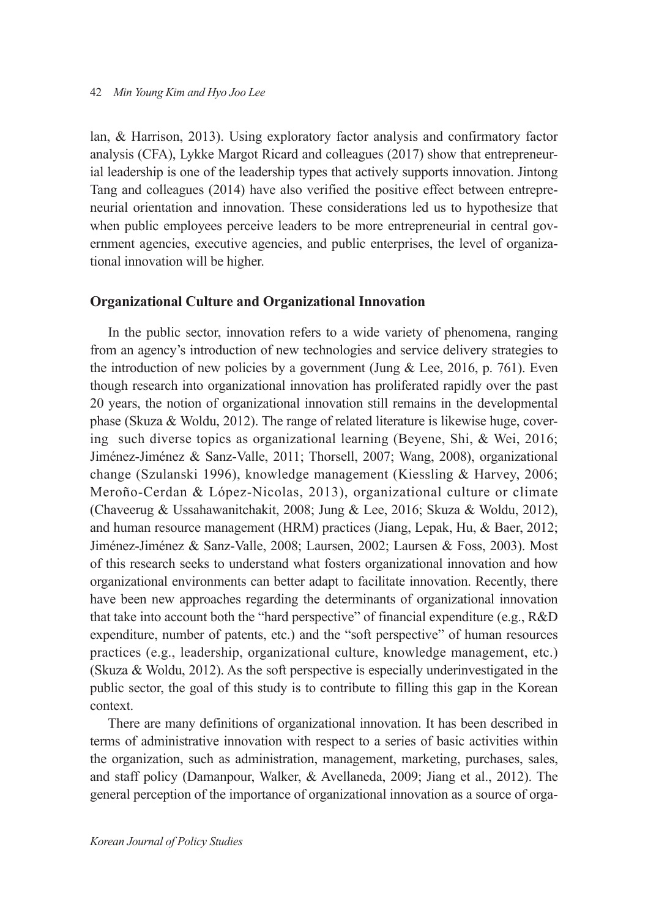lan, & Harrison, 2013). Using exploratory factor analysis and confirmatory factor analysis (CFA), Lykke Margot Ricard and colleagues (2017) show that entrepreneurial leadership is one of the leadership types that actively supports innovation. Jintong Tang and colleagues (2014) have also verified the positive effect between entrepreneurial orientation and innovation. These considerations led us to hypothesize that when public employees perceive leaders to be more entrepreneurial in central government agencies, executive agencies, and public enterprises, the level of organizational innovation will be higher.

### Organizational Culture and Organizational Innovation

In the public sector, innovation refers to a wide variety of phenomena, ranging from an agency's introduction of new technologies and service delivery strategies to the introduction of new policies by a government (Jung & Lee, 2016, p. 761). Even though research into organizational innovation has proliferated rapidly over the past 20 years, the notion of organizational innovation still remains in the developmental phase (Skuza & Woldu, 2012). The range of related literature is likewise huge, covering such diverse topics as organizational learning (Beyene, Shi, & Wei, 2016; Jiménez-Jiménez & Sanz-Valle, 2011; Thorsell, 2007; Wang, 2008), organizational change (Szulanski 1996), knowledge management (Kiessling & Harvey, 2006; Meroño-Cerdan & López-Nicolas, 2013), organizational culture or climate (Chaveerug & Ussahawanitchakit, 2008; Jung & Lee, 2016; Skuza & Woldu, 2012), and human resource management (HRM) practices (Jiang, Lepak, Hu, & Baer, 2012; Jiménez-Jiménez & Sanz-Valle, 2008; Laursen, 2002; Laursen & Foss, 2003). Most of this research seeks to understand what fosters organizational innovation and how organizational environments can better adapt to facilitate innovation. Recently, there have been new approaches regarding the determinants of organizational innovation that take into account both the "hard perspective" of financial expenditure (e.g., R&D expenditure, number of patents, etc.) and the "soft perspective" of human resources practices (e.g., leadership, organizational culture, knowledge management, etc.) (Skuza & Woldu, 2012). As the soft perspective is especially underinvestigated in the public sector, the goal of this study is to contribute to filling this gap in the Korean context.

There are many definitions of organizational innovation. It has been described in terms of administrative innovation with respect to a series of basic activities within the organization, such as administration, management, marketing, purchases, sales, and staff policy (Damanpour, Walker, & Avellaneda, 2009; Jiang et al., 2012). The general perception of the importance of organizational innovation as a source of orga-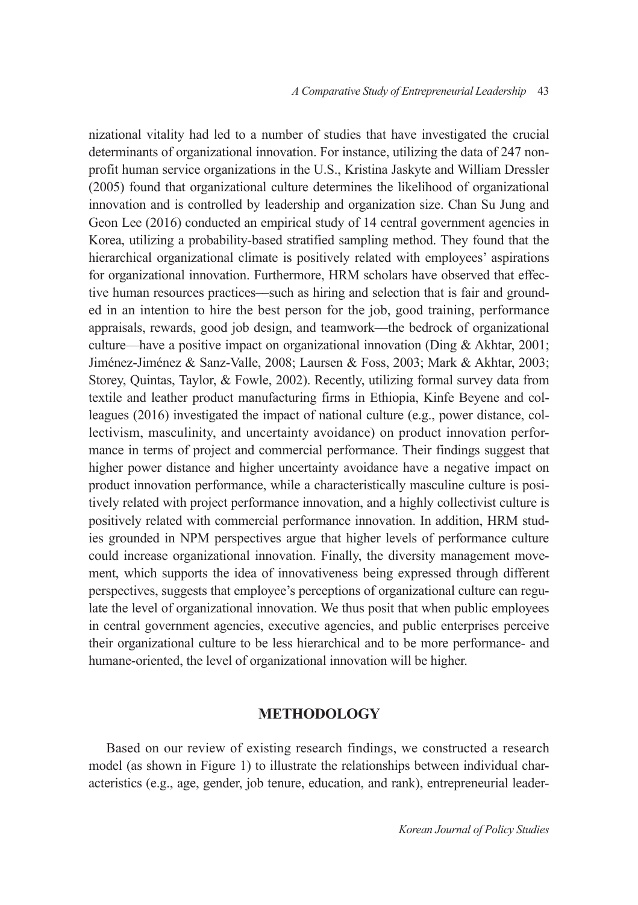nizational vitality had led to a number of studies that have investigated the crucial determinants of organizational innovation. For instance, utilizing the data of 247 non-profit human service organizations in the U.S., Kristina Jaskyte and William Dressler (2005) found that organizational culture determines the likelihood of organizational innovation and is controlled by leadership and organization size. Chan Su Jung and Geon Lee (2016) conducted an empirical study of 14 central government agencies in Korea, utilizing a probability-based stratified sampling method. They found that the hierarchical organizational climate is positively related with employees' aspirations for organizational innovation. Furthermore, HRM scholars have observed that effective human resources practices—such as hiring and selection that is fair and grounded in an intention to hire the best person for the job, good training, performance appraisals, rewards, good job design, and teamwork—the bedrock of organizational culture—have a positive impact on organizational innovation (Ding & Akhtar, 2001; Jiménez-Jiménez & Sanz-Valle, 2008; Laursen & Foss, 2003; Mark & Akhtar, 2003; Storey, Quintas, Taylor, & Fowle, 2002). Recently, utilizing formal survey data from textile and leather product manufacturing firms in Ethiopia, Kinfe Beyene and colleagues (2016) investigated the impact of national culture (e.g., power distance, collectivism, masculinity, and uncertainty avoidance) on product innovation performance in terms of project and commercial performance. Their findings suggest that higher power distance and higher uncertainty avoidance have a negative impact on product innovation performance, while a characteristically masculine culture is positively related with project performance innovation, and a highly collectivist culture is positively related with commercial performance innovation. In addition, HRM studies grounded in NPM perspectives argue that higher levels of performance culture could increase organizational innovation. Finally, the diversity management movement, which supports the idea of innovativeness being expressed through different perspectives, suggests that employee's perceptions of organizational culture can regulate the level of organizational innovation. We thus posit that when public employees in central government agencies, executive agencies, and public enterprises perceive their organizational culture to be less hierarchical and to be more performance- and humane-oriented, the level of organizational innovation will be higher.

## METHODOLOGY

Based on our review of existing research findings, we constructed a research model (as shown in Figure 1) to illustrate the relationships between individual characteristics (e.g., age, gender, job tenure, education, and rank), entrepreneurial leader-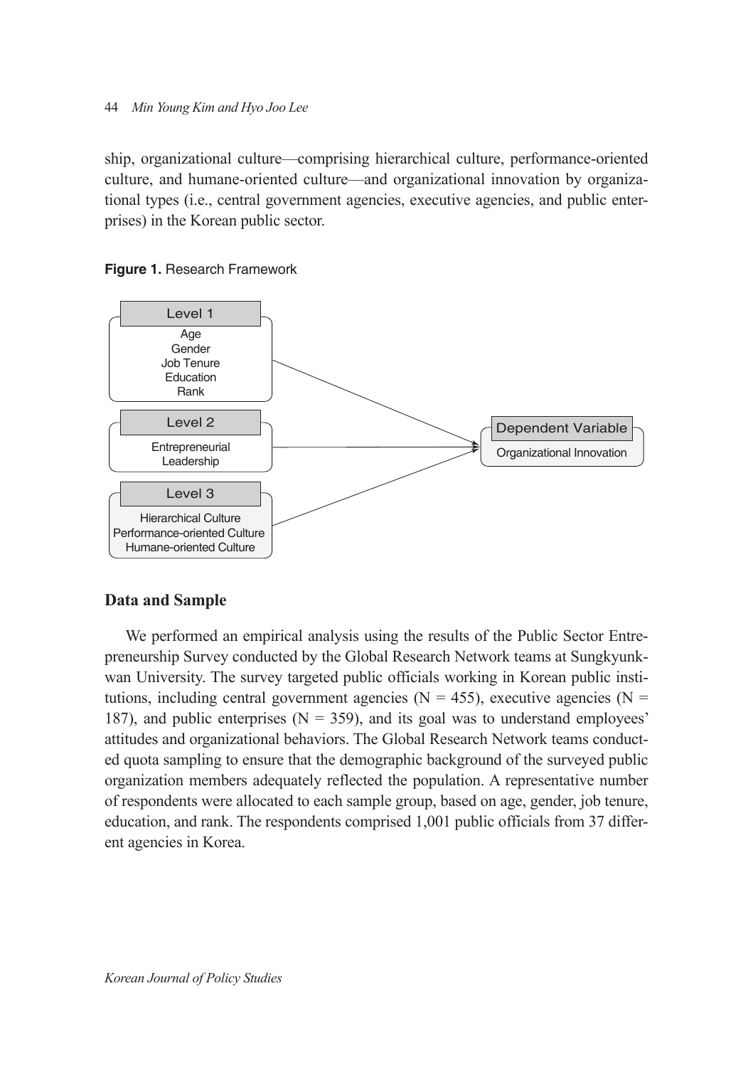ship, organizational culture—comprising hierarchical culture, performance-oriented culture, and humane-oriented culture—and organizational innovation by organizational types (i.e., central government agencies, executive agencies, and public enterprises) in the Korean public sector.

**Figure 1.** Research Framework

Level 1: Age, Gender, Job Tenure, Education, Rank

Level 2: Entrepreneurial Leadership

Level 3: Hierarchical Culture, Performance-oriented Culture, Humane-oriented Culture

Dependent Variable: Organizational Innovation

## Data and Sample

We performed an empirical analysis using the results of the Public Sector Entrepreneurship Survey conducted by the Global Research Network teams at Sungkyunkwan University. The survey targeted public officials working in Korean public institutions, including central government agencies (N = 455), executive agencies (N = 187), and public enterprises (N = 359), and its goal was to understand employees' attitudes and organizational behaviors. The Global Research Network teams conducted quota sampling to ensure that the demographic background of the surveyed public organization members adequately reflected the population. A representative number of respondents were allocated to each sample group, based on age, gender, job tenure, education, and rank. The respondents comprised 1,001 public officials from 37 different agencies in Korea.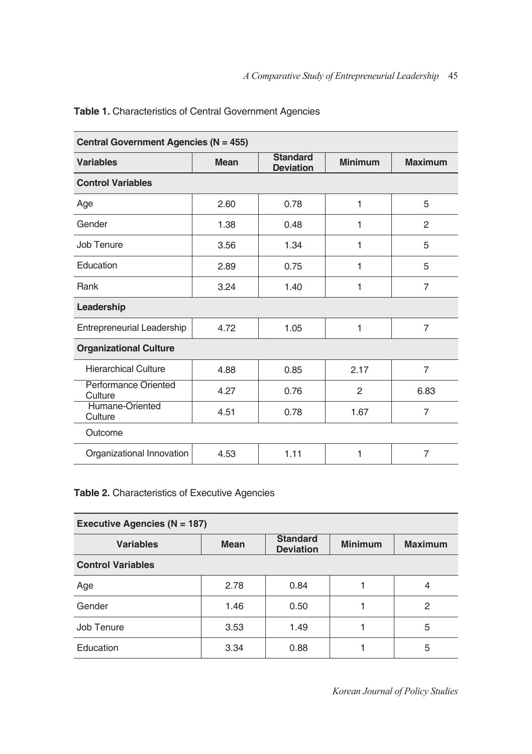**Table 1.** Characteristics of Central Government Agencies

| **Central Government Agencies (N = 455)** | | | | |
|---|---|---|---|---|
| **Variables** | **Mean** | **Standard Deviation** | **Minimum** | **Maximum** |
| **Control Variables** | | | | |
| Age | 2.60 | 0.78 | 1 | 5 |
| Gender | 1.38 | 0.48 | 1 | 2 |
| Job Tenure | 3.56 | 1.34 | 1 | 5 |
| Education | 2.89 | 0.75 | 1 | 5 |
| Rank | 3.24 | 1.40 | 1 | 7 |
| **Leadership** | | | | |
| Entrepreneurial Leadership | 4.72 | 1.05 | 1 | 7 |
| **Organizational Culture** | | | | |
| Hierarchical Culture | 4.88 | 0.85 | 2.17 | 7 |
| Performance Oriented Culture | 4.27 | 0.76 | 2 | 6.83 |
| Humane-Oriented Culture | 4.51 | 0.78 | 1.67 | 7 |
| Outcome | | | | |
| Organizational Innovation | 4.53 | 1.11 | 1 | 7 |

**Table 2.** Characteristics of Executive Agencies

| **Executive Agencies (N = 187)** | | | | |
|---|---|---|---|---|
| **Variables** | **Mean** | **Standard Deviation** | **Minimum** | **Maximum** |
| **Control Variables** | | | | |
| Age | 2.78 | 0.84 | 1 | 4 |
| Gender | 1.46 | 0.50 | 1 | 2 |
| Job Tenure | 3.53 | 1.49 | 1 | 5 |
| Education | 3.34 | 0.88 | 1 | 5 |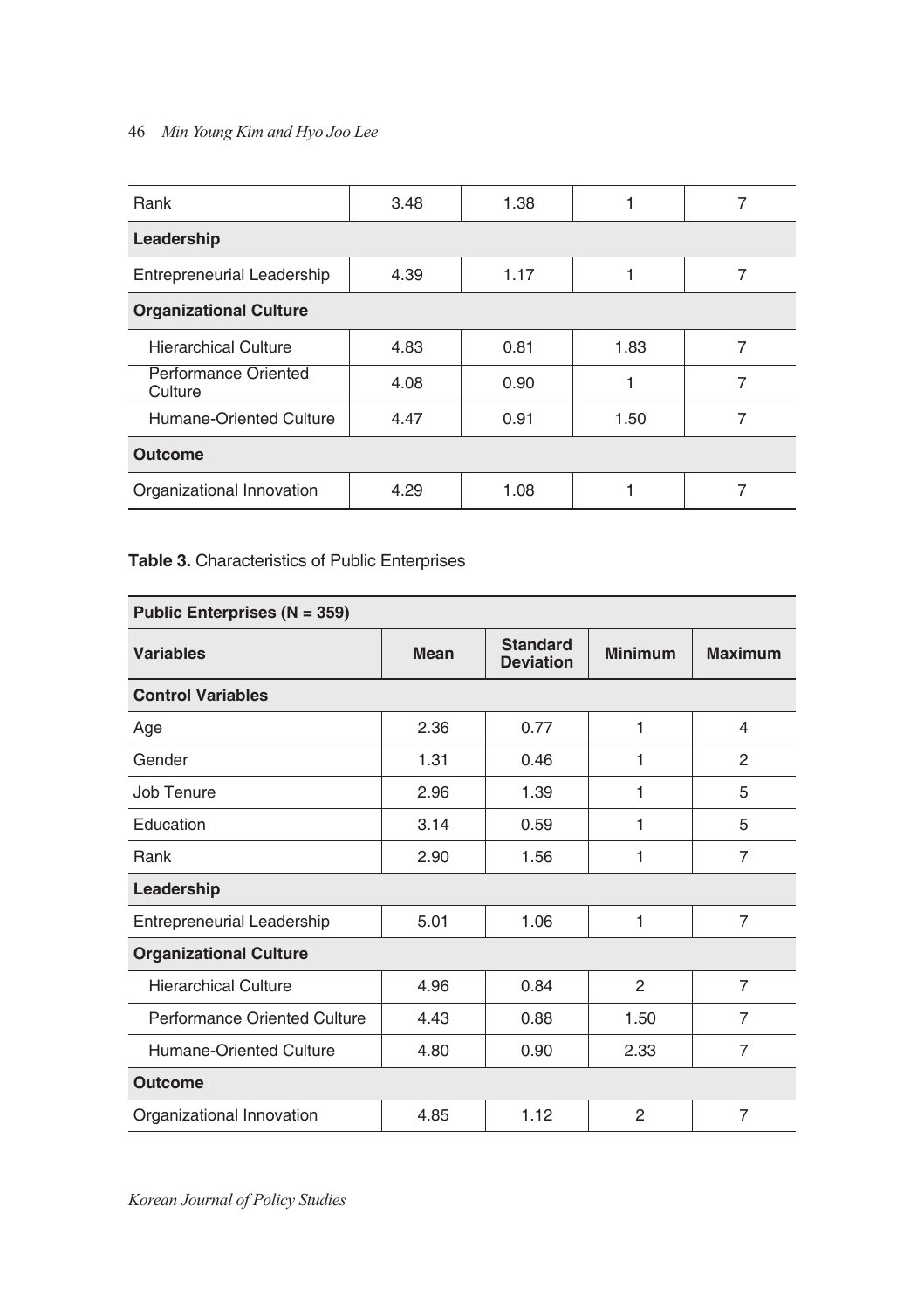| Rank | 3.48 | 1.38 | 1 | 7 |
|---|---|---|---|---|
| **Leadership** | | | | |
| Entrepreneurial Leadership | 4.39 | 1.17 | 1 | 7 |
| **Organizational Culture** | | | | |
| Hierarchical Culture | 4.83 | 0.81 | 1.83 | 7 |
| Performance Oriented Culture | 4.08 | 0.90 | 1 | 7 |
| Humane-Oriented Culture | 4.47 | 0.91 | 1.50 | 7 |
| **Outcome** | | | | |
| Organizational Innovation | 4.29 | 1.08 | 1 | 7 |

**Table 3.** Characteristics of Public Enterprises

| **Public Enterprises (N = 359)** | | | | |
|---|---|---|---|---|
| **Variables** | **Mean** | **Standard Deviation** | **Minimum** | **Maximum** |
| **Control Variables** | | | | |
| Age | 2.36 | 0.77 | 1 | 4 |
| Gender | 1.31 | 0.46 | 1 | 2 |
| Job Tenure | 2.96 | 1.39 | 1 | 5 |
| Education | 3.14 | 0.59 | 1 | 5 |
| Rank | 2.90 | 1.56 | 1 | 7 |
| **Leadership** | | | | |
| Entrepreneurial Leadership | 5.01 | 1.06 | 1 | 7 |
| **Organizational Culture** | | | | |
| Hierarchical Culture | 4.96 | 0.84 | 2 | 7 |
| Performance Oriented Culture | 4.43 | 0.88 | 1.50 | 7 |
| Humane-Oriented Culture | 4.80 | 0.90 | 2.33 | 7 |
| **Outcome** | | | | |
| Organizational Innovation | 4.85 | 1.12 | 2 | 7 |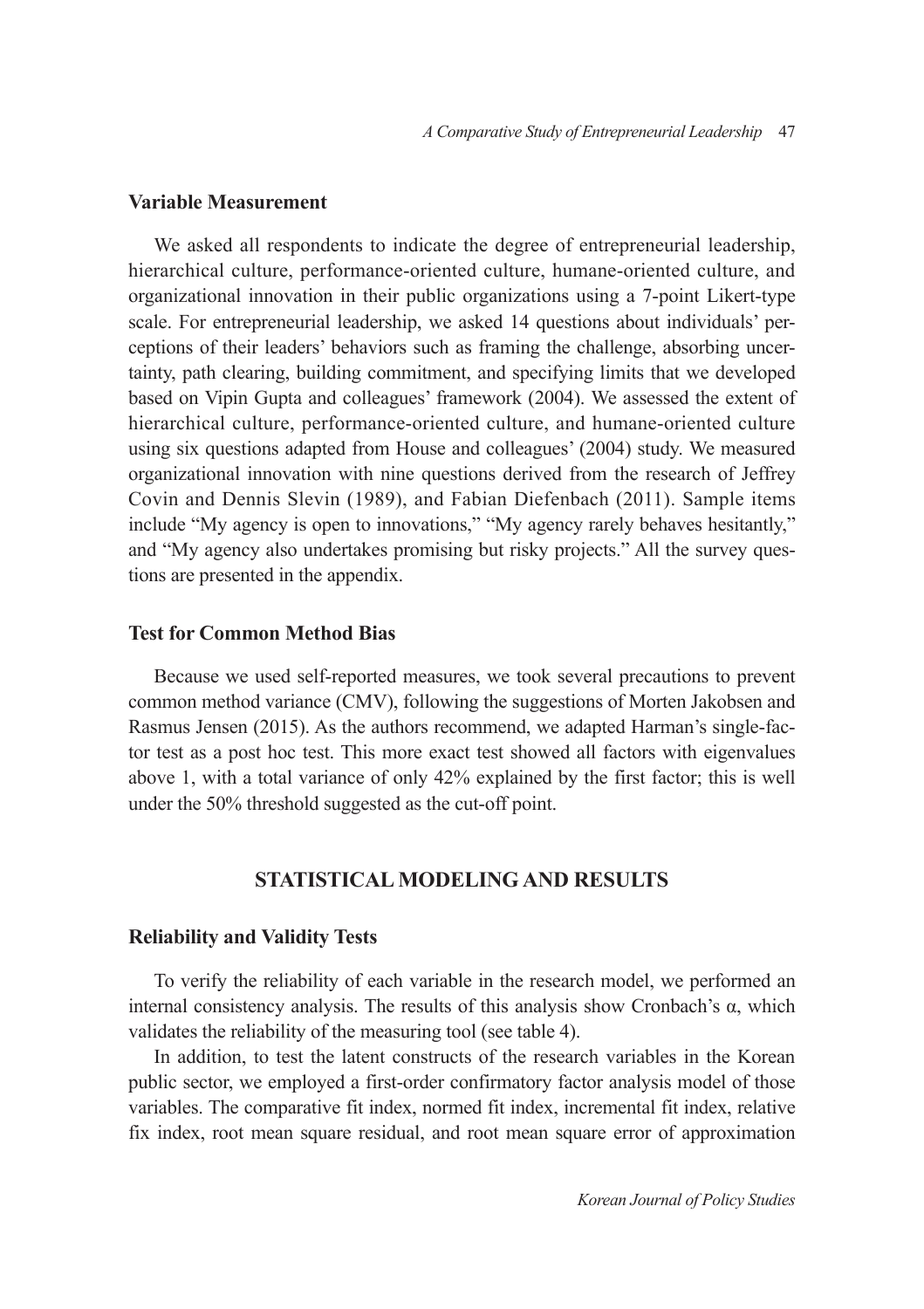### Variable Measurement

We asked all respondents to indicate the degree of entrepreneurial leadership, hierarchical culture, performance-oriented culture, humane-oriented culture, and organizational innovation in their public organizations using a 7-point Likert-type scale. For entrepreneurial leadership, we asked 14 questions about individuals' perceptions of their leaders' behaviors such as framing the challenge, absorbing uncertainty, path clearing, building commitment, and specifying limits that we developed based on Vipin Gupta and colleagues' framework (2004). We assessed the extent of hierarchical culture, performance-oriented culture, and humane-oriented culture using six questions adapted from House and colleagues' (2004) study. We measured organizational innovation with nine questions derived from the research of Jeffrey Covin and Dennis Slevin (1989), and Fabian Diefenbach (2011). Sample items include "My agency is open to innovations," "My agency rarely behaves hesitantly," and "My agency also undertakes promising but risky projects." All the survey questions are presented in the appendix.

### Test for Common Method Bias

Because we used self-reported measures, we took several precautions to prevent common method variance (CMV), following the suggestions of Morten Jakobsen and Rasmus Jensen (2015). As the authors recommend, we adapted Harman's single-factor test as a post hoc test. This more exact test showed all factors with eigenvalues above 1, with a total variance of only 42% explained by the first factor; this is well under the 50% threshold suggested as the cut-off point.

## STATISTICAL MODELING AND RESULTS

### Reliability and Validity Tests

To verify the reliability of each variable in the research model, we performed an internal consistency analysis. The results of this analysis show Cronbach's α, which validates the reliability of the measuring tool (see table 4).

In addition, to test the latent constructs of the research variables in the Korean public sector, we employed a first-order confirmatory factor analysis model of those variables. The comparative fit index, normed fit index, incremental fit index, relative fix index, root mean square residual, and root mean square error of approximation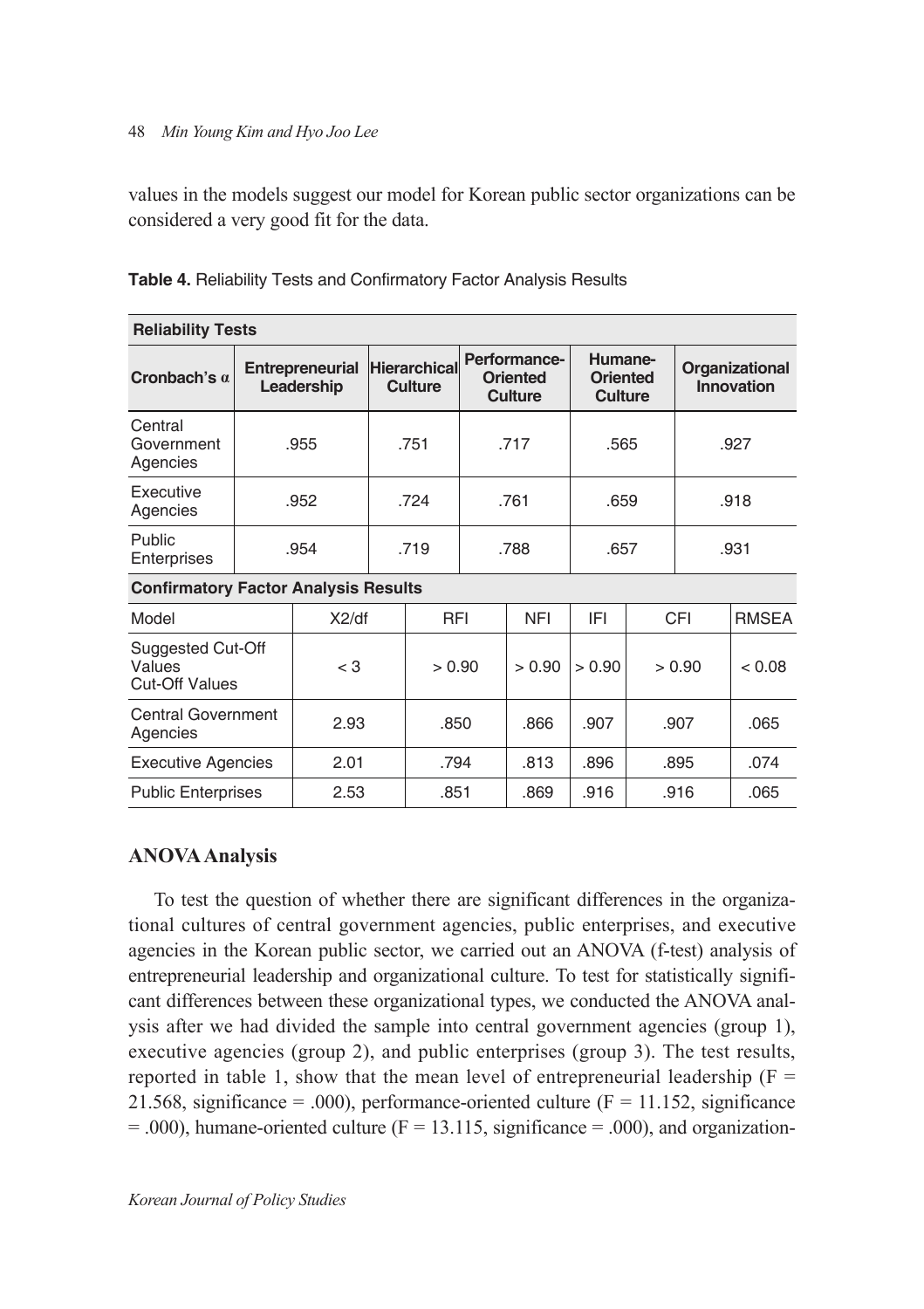values in the models suggest our model for Korean public sector organizations can be considered a very good fit for the data.

**Table 4.** Reliability Tests and Confirmatory Factor Analysis Results

| **Reliability Tests** | | | | | |
|---|---|---|---|---|---|
| **Cronbach's α** | **Entrepreneurial Leadership** | **Hierarchical Culture** | **Performance-Oriented Culture** | **Humane-Oriented Culture** | **Organizational Innovation** |
| Central Government Agencies | .955 | .751 | .717 | .565 | .927 |
| Executive Agencies | .952 | .724 | .761 | .659 | .918 |
| Public Enterprises | .954 | .719 | .788 | .657 | .931 |

| **Confirmatory Factor Analysis Results** | | | | | | |
|---|---|---|---|---|---|---|
| Model | X2/df | RFI | NFI | IFI | CFI | RMSEA |
| Suggested Cut-Off Values Cut-Off Values | < 3 | > 0.90 | > 0.90 | > 0.90 | > 0.90 | < 0.08 |
| Central Government Agencies | 2.93 | .850 | .866 | .907 | .907 | .065 |
| Executive Agencies | 2.01 | .794 | .813 | .896 | .895 | .074 |
| Public Enterprises | 2.53 | .851 | .869 | .916 | .916 | .065 |

## ANOVA Analysis

To test the question of whether there are significant differences in the organizational cultures of central government agencies, public enterprises, and executive agencies in the Korean public sector, we carried out an ANOVA (f-test) analysis of entrepreneurial leadership and organizational culture. To test for statistically significant differences between these organizational types, we conducted the ANOVA analysis after we had divided the sample into central government agencies (group 1), executive agencies (group 2), and public enterprises (group 3). The test results, reported in table 1, show that the mean level of entrepreneurial leadership ($F = 21.568$, significance = .000), performance-oriented culture ($F = 11.152$, significance = .000), humane-oriented culture ($F = 13.115$, significance = .000), and organization-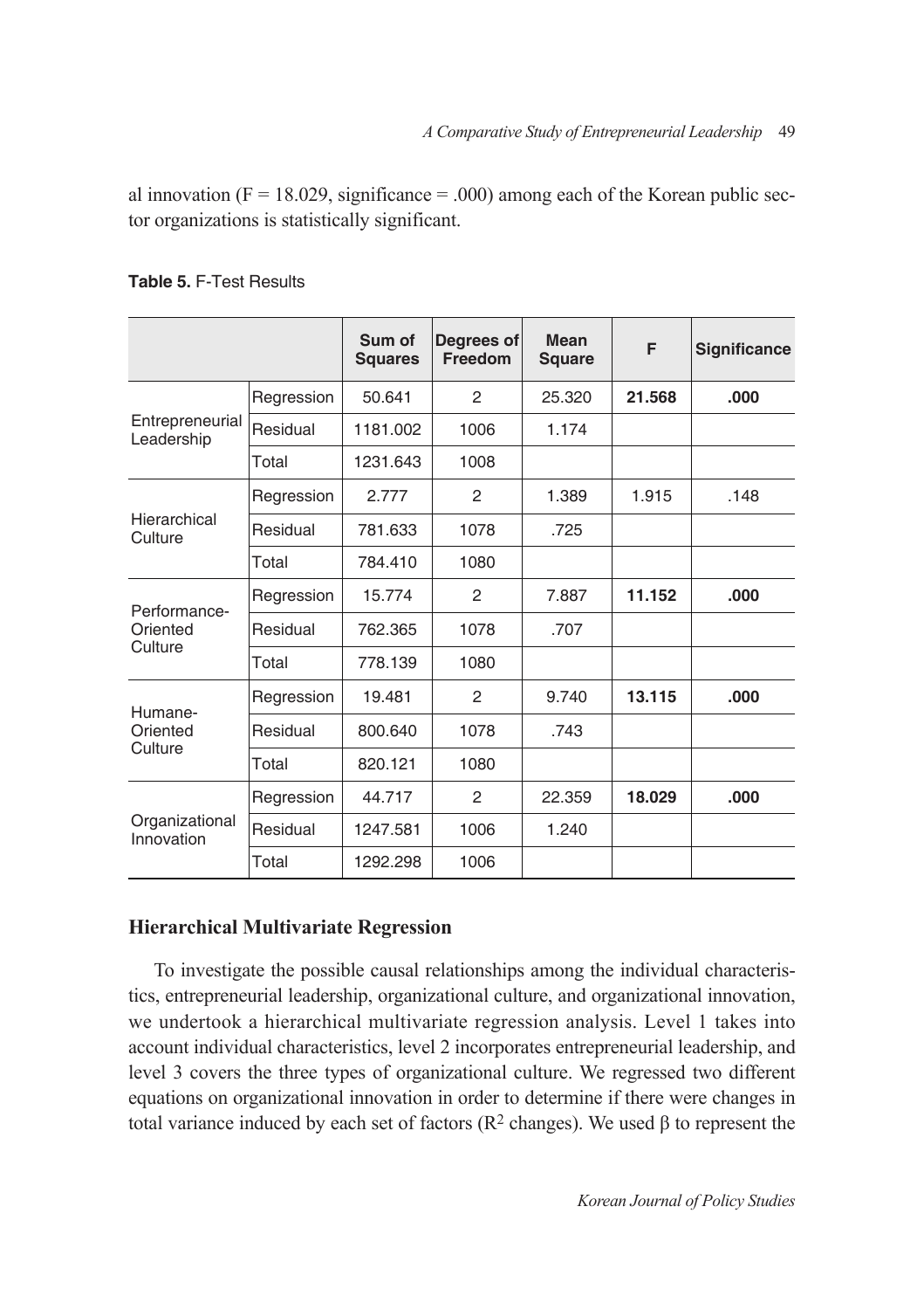al innovation (F = 18.029, significance = .000) among each of the Korean public sector organizations is statistically significant.

**Table 5.** F-Test Results

| | | Sum of Squares | Degrees of Freedom | Mean Square | F | Significance |
|---|---|---|---|---|---|---|
| Entrepreneurial Leadership | Regression | 50.641 | 2 | 25.320 | **21.568** | **.000** |
| | Residual | 1181.002 | 1006 | 1.174 | | |
| | Total | 1231.643 | 1008 | | | |
| Hierarchical Culture | Regression | 2.777 | 2 | 1.389 | 1.915 | .148 |
| | Residual | 781.633 | 1078 | .725 | | |
| | Total | 784.410 | 1080 | | | |
| Performance-Oriented Culture | Regression | 15.774 | 2 | 7.887 | **11.152** | **.000** |
| | Residual | 762.365 | 1078 | .707 | | |
| | Total | 778.139 | 1080 | | | |
| Humane-Oriented Culture | Regression | 19.481 | 2 | 9.740 | **13.115** | **.000** |
| | Residual | 800.640 | 1078 | .743 | | |
| | Total | 820.121 | 1080 | | | |
| Organizational Innovation | Regression | 44.717 | 2 | 22.359 | **18.029** | **.000** |
| | Residual | 1247.581 | 1006 | 1.240 | | |
| | Total | 1292.298 | 1006 | | | |

### Hierarchical Multivariate Regression

To investigate the possible causal relationships among the individual characteristics, entrepreneurial leadership, organizational culture, and organizational innovation, we undertook a hierarchical multivariate regression analysis. Level 1 takes into account individual characteristics, level 2 incorporates entrepreneurial leadership, and level 3 covers the three types of organizational culture. We regressed two different equations on organizational innovation in order to determine if there were changes in total variance induced by each set of factors ($R^2$ changes). We used $\beta$ to represent the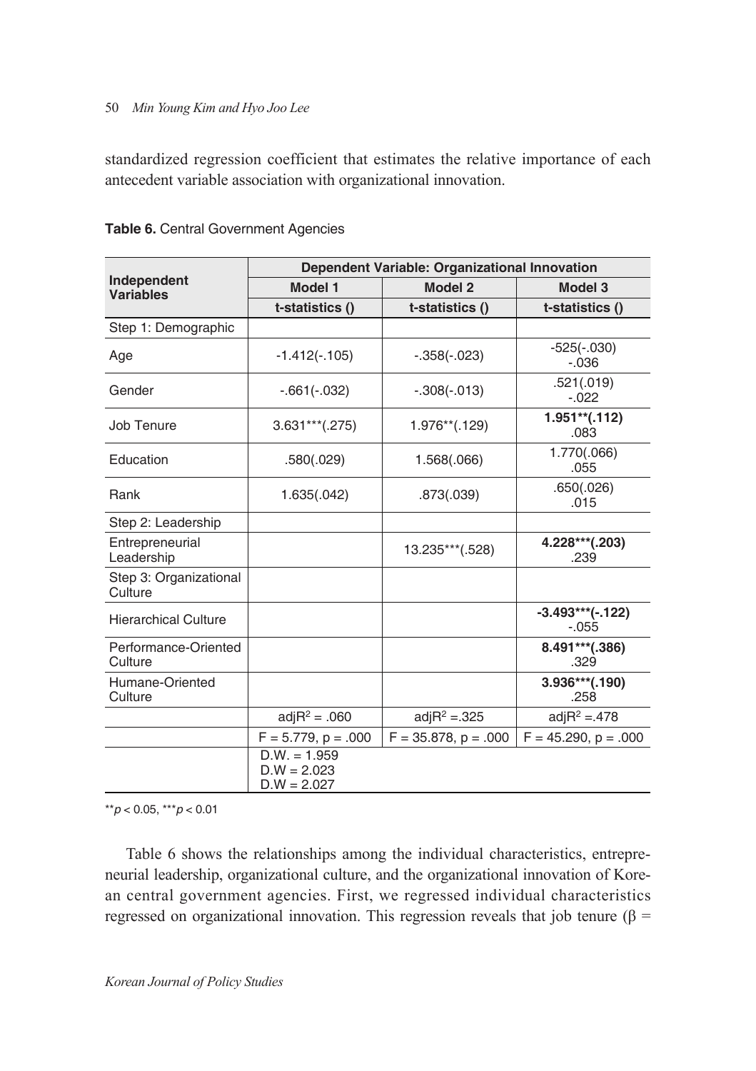standardized regression coefficient that estimates the relative importance of each antecedent variable association with organizational innovation.

**Table 6.** Central Government Agencies

| Independent Variables | Dependent Variable: Organizational Innovation | | |
|---|---|---|---|
| | Model 1 | Model 2 | Model 3 |
| | t-statistics () | t-statistics () | t-statistics () |
| Step 1: Demographic | | | |
| Age | -1.412(-.105) | -.358(-.023) | -525(-.030) -.036 |
| Gender | -.661(-.032) | -.308(-.013) | .521(.019) -.022 |
| Job Tenure | 3.631***(.275) | 1.976**(.129) | **1.951**(.112)** .083 |
| Education | .580(.029) | 1.568(.066) | 1.770(.066) .055 |
| Rank | 1.635(.042) | .873(.039) | .650(.026) .015 |
| Step 2: Leadership | | | |
| Entrepreneurial Leadership | | 13.235***(.528) | **4.228***(.203)** .239 |
| Step 3: Organizational Culture | | | |
| Hierarchical Culture | | | **-3.493***(-.122)** -.055 |
| Performance-Oriented Culture | | | **8.491***(.386)** .329 |
| Humane-Oriented Culture | | | **3.936***(.190)** .258 |
| | adj$R^2$ = .060 | adj$R^2$ =.325 | adj$R^2$ =.478 |
| | F = 5.779, p = .000 | F = 35.878, p = .000 | F = 45.290, p = .000 |
| | D.W. = 1.959 D.W = 2.023 D.W = 2.027 | | |

**$p < 0.05$, ***$p < 0.01$

Table 6 shows the relationships among the individual characteristics, entrepreneurial leadership, organizational culture, and the organizational innovation of Korean central government agencies. First, we regressed individual characteristics regressed on organizational innovation. This regression reveals that job tenure (β =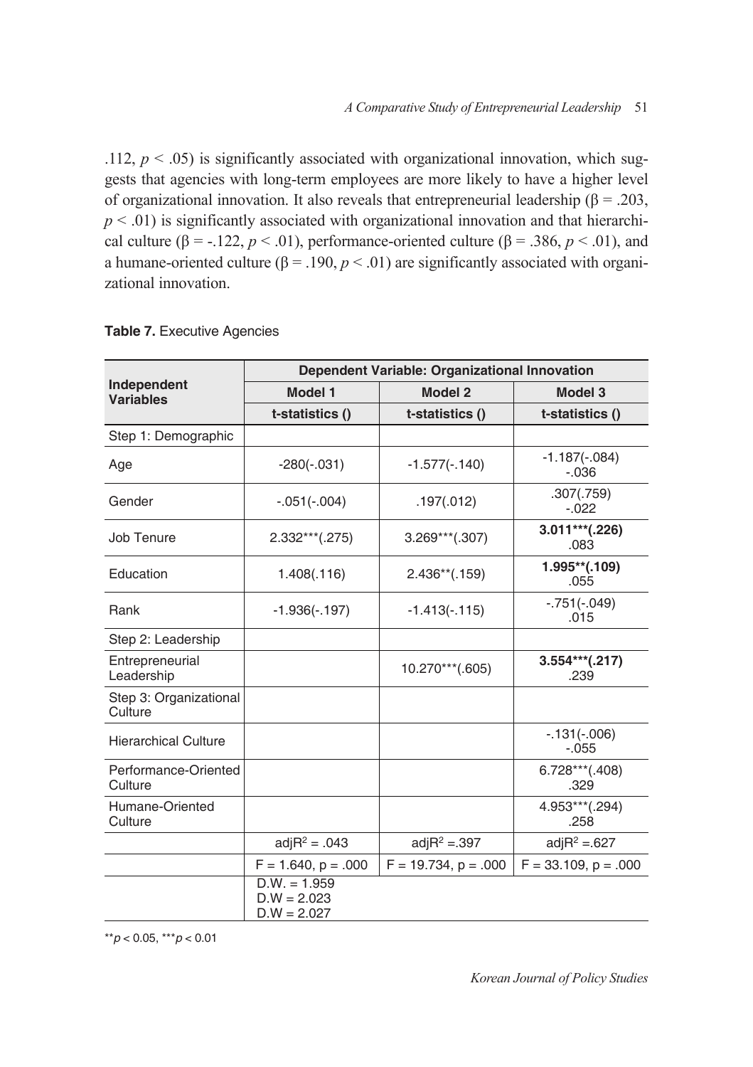.112, $p < .05$) is significantly associated with organizational innovation, which suggests that agencies with long-term employees are more likely to have a higher level of organizational innovation. It also reveals that entrepreneurial leadership ($\beta = .203$, $p < .01$) is significantly associated with organizational innovation and that hierarchical culture ($\beta = -.122$, $p < .01$), performance-oriented culture ($\beta = .386$, $p < .01$), and a humane-oriented culture ($\beta = .190$, $p < .01$) are significantly associated with organizational innovation.

**Table 7.** Executive Agencies

| Independent Variables | Dependent Variable: Organizational Innovation | | |
|---|---|---|---|
| | Model 1 | Model 2 | Model 3 |
| | t-statistics () | t-statistics () | t-statistics () |
| Step 1: Demographic | | | |
| Age | -280(-.031) | -1.577(-.140) | -1.187(-.084) -.036 |
| Gender | -.051(-.004) | .197(.012) | .307(.759) -.022 |
| Job Tenure | 2.332***(.275) | 3.269***(.307) | **3.011***(.226)** .083 |
| Education | 1.408(.116) | 2.436**(.159) | **1.995**(.109)** .055 |
| Rank | -1.936(-.197) | -1.413(-.115) | -.751(-.049) .015 |
| Step 2: Leadership | | | |
| Entrepreneurial Leadership | | 10.270***(.605) | **3.554***(.217)** .239 |
| Step 3: Organizational Culture | | | |
| Hierarchical Culture | | | -.131(-.006) -.055 |
| Performance-Oriented Culture | | | 6.728***(.408) .329 |
| Humane-Oriented Culture | | | 4.953***(.294) .258 |
| | $adjR^2 = .043$ | $adjR^2 = .397$ | $adjR^2 = .627$ |
| | F = 1.640, p = .000 | F = 19.734, p = .000 | F = 33.109, p = .000 |
| | D.W. = 1.959 D.W = 2.023 D.W = 2.027 | | |

$^{**}p < 0.05$, $^{***}p < 0.01$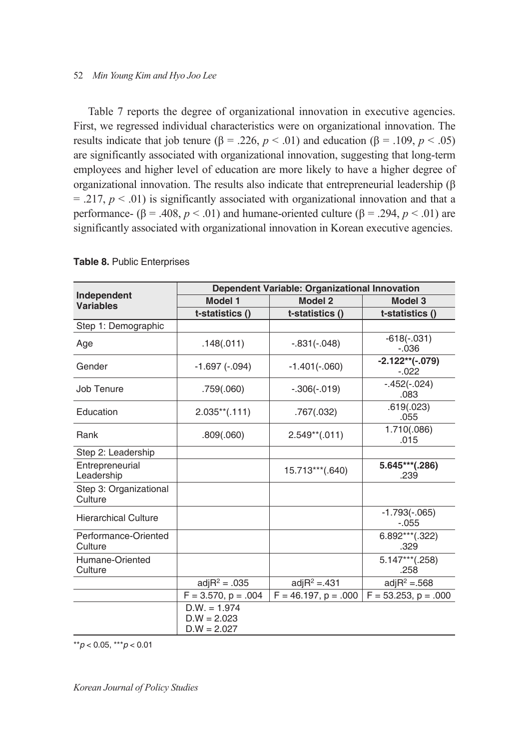Table 7 reports the degree of organizational innovation in executive agencies. First, we regressed individual characteristics were on organizational innovation. The results indicate that job tenure (β = .226, $p < .01$) and education (β = .109, $p < .05$) are significantly associated with organizational innovation, suggesting that long-term employees and higher level of education are more likely to have a higher degree of organizational innovation. The results also indicate that entrepreneurial leadership (β = .217, $p < .01$) is significantly associated with organizational innovation and that a performance- (β = .408, $p < .01$) and humane-oriented culture (β = .294, $p < .01$) are significantly associated with organizational innovation in Korean executive agencies.

**Table 8.** Public Enterprises

| Independent Variables | Dependent Variable: Organizational Innovation | | |
|---|---|---|---|
| | **Model 1** | **Model 2** | **Model 3** |
| | **t-statistics ()** | **t-statistics ()** | **t-statistics ()** |
| Step 1: Demographic | | | |
| Age | .148(.011) | -.831(-.048) | -618(-.031) -.036 |
| Gender | -1.697 (-.094) | -1.401(-.060) | **-2.122\*\*(-.079)** -.022 |
| Job Tenure | .759(.060) | -.306(-.019) | -.452(-.024) .083 |
| Education | 2.035\*\*(.111) | .767(.032) | .619(.023) .055 |
| Rank | .809(.060) | 2.549\*\*(.011) | 1.710(.086) .015 |
| Step 2: Leadership | | | |
| Entrepreneurial Leadership | | 15.713\*\*\*(.640) | **5.645\*\*\*(.286)** .239 |
| Step 3: Organizational Culture | | | |
| Hierarchical Culture | | | -1.793(-.065) -.055 |
| Performance-Oriented Culture | | | 6.892\*\*\*(.322) .329 |
| Humane-Oriented Culture | | | 5.147\*\*\*(.258) .258 |
| | adj$R^2$ = .035 | adj$R^2$ =.431 | adj$R^2$ =.568 |
| | F = 3.570, p = .004 | F = 46.197, p = .000 | F = 53.253, p = .000 |
| | D.W. = 1.974 D.W = 2.023 D.W = 2.027 | | |

\*\*$p < 0.05$, \*\*\*$p < 0.01$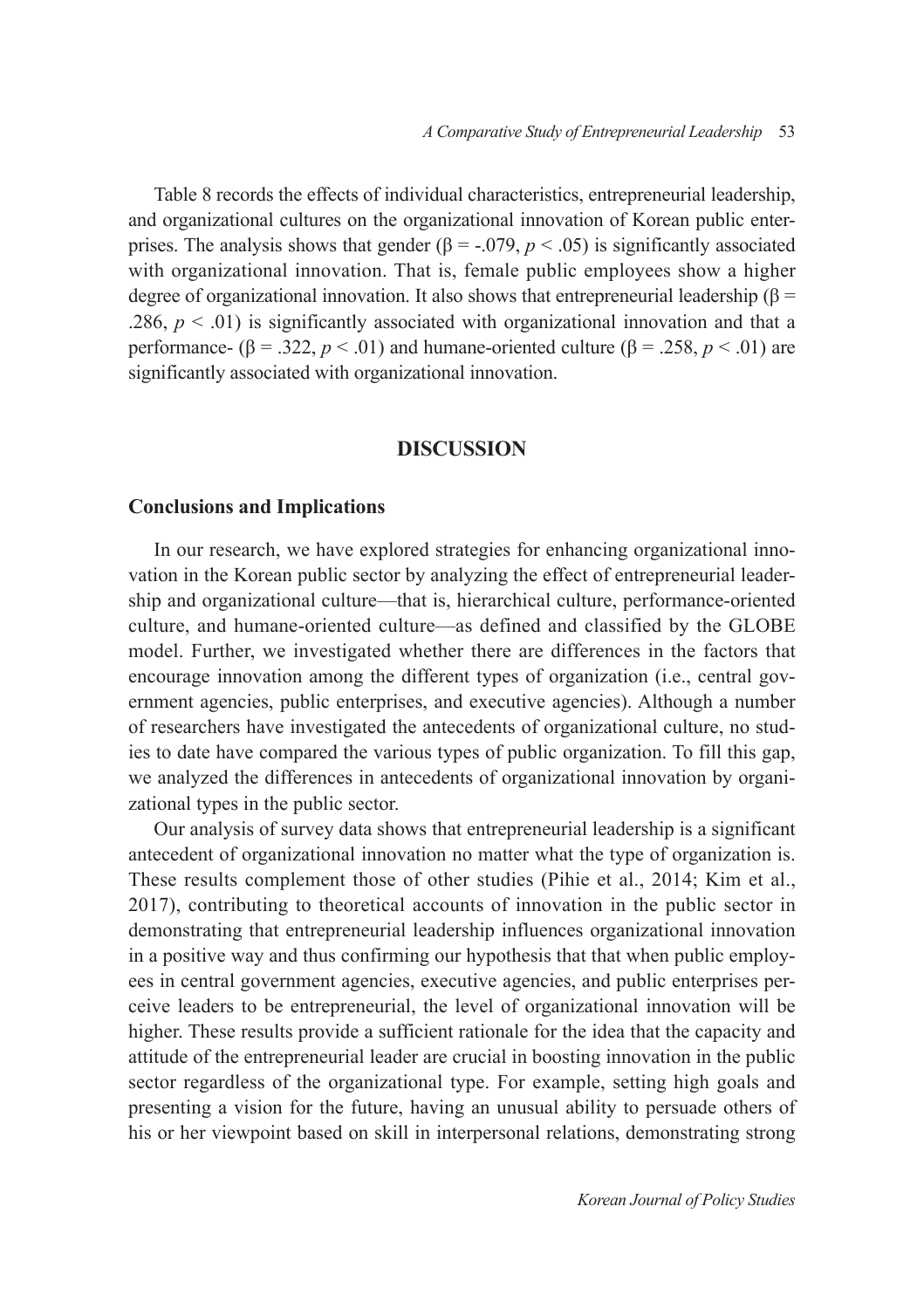Table 8 records the effects of individual characteristics, entrepreneurial leadership, and organizational cultures on the organizational innovation of Korean public enterprises. The analysis shows that gender ($\beta = -.079$, $p < .05$) is significantly associated with organizational innovation. That is, female public employees show a higher degree of organizational innovation. It also shows that entrepreneurial leadership ($\beta = .286$, $p < .01$) is significantly associated with organizational innovation and that a performance- ($\beta = .322$, $p < .01$) and humane-oriented culture ($\beta = .258$, $p < .01$) are significantly associated with organizational innovation.

## DISCUSSION

### Conclusions and Implications

In our research, we have explored strategies for enhancing organizational innovation in the Korean public sector by analyzing the effect of entrepreneurial leadership and organizational culture—that is, hierarchical culture, performance-oriented culture, and humane-oriented culture—as defined and classified by the GLOBE model. Further, we investigated whether there are differences in the factors that encourage innovation among the different types of organization (i.e., central government agencies, public enterprises, and executive agencies). Although a number of researchers have investigated the antecedents of organizational culture, no studies to date have compared the various types of public organization. To fill this gap, we analyzed the differences in antecedents of organizational innovation by organizational types in the public sector.

Our analysis of survey data shows that entrepreneurial leadership is a significant antecedent of organizational innovation no matter what the type of organization is. These results complement those of other studies (Pihie et al., 2014; Kim et al., 2017), contributing to theoretical accounts of innovation in the public sector in demonstrating that entrepreneurial leadership influences organizational innovation in a positive way and thus confirming our hypothesis that that when public employees in central government agencies, executive agencies, and public enterprises perceive leaders to be entrepreneurial, the level of organizational innovation will be higher. These results provide a sufficient rationale for the idea that the capacity and attitude of the entrepreneurial leader are crucial in boosting innovation in the public sector regardless of the organizational type. For example, setting high goals and presenting a vision for the future, having an unusual ability to persuade others of his or her viewpoint based on skill in interpersonal relations, demonstrating strong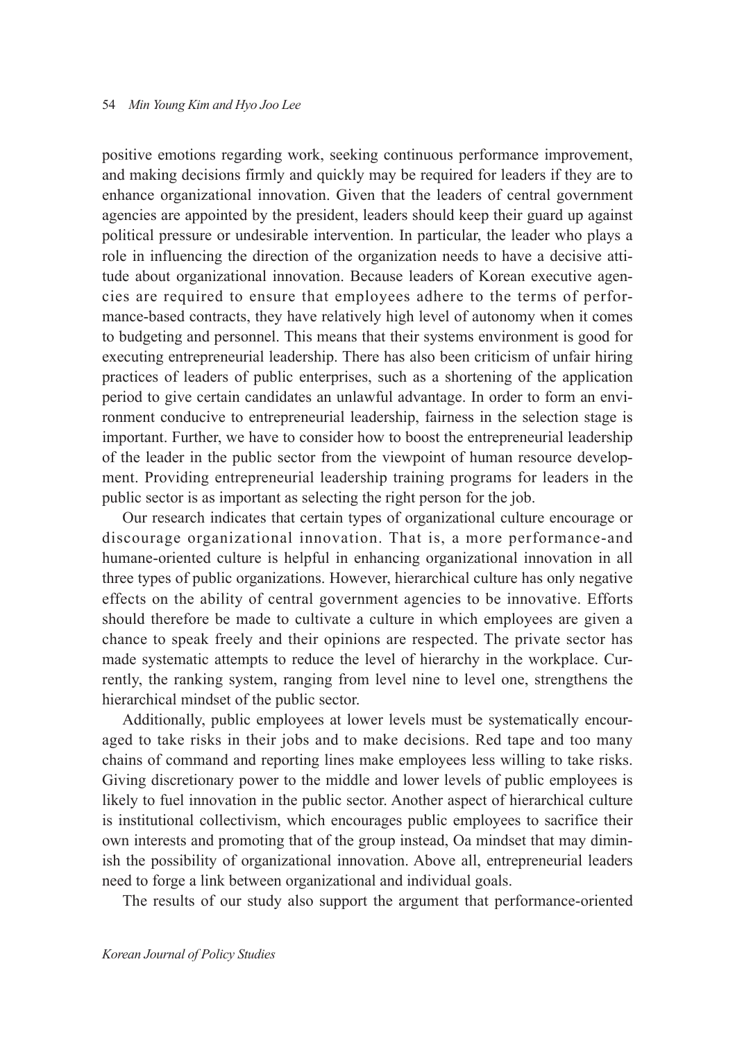positive emotions regarding work, seeking continuous performance improvement, and making decisions firmly and quickly may be required for leaders if they are to enhance organizational innovation. Given that the leaders of central government agencies are appointed by the president, leaders should keep their guard up against political pressure or undesirable intervention. In particular, the leader who plays a role in influencing the direction of the organization needs to have a decisive attitude about organizational innovation. Because leaders of Korean executive agencies are required to ensure that employees adhere to the terms of performance-based contracts, they have relatively high level of autonomy when it comes to budgeting and personnel. This means that their systems environment is good for executing entrepreneurial leadership. There has also been criticism of unfair hiring practices of leaders of public enterprises, such as a shortening of the application period to give certain candidates an unlawful advantage. In order to form an environment conducive to entrepreneurial leadership, fairness in the selection stage is important. Further, we have to consider how to boost the entrepreneurial leadership of the leader in the public sector from the viewpoint of human resource development. Providing entrepreneurial leadership training programs for leaders in the public sector is as important as selecting the right person for the job.

Our research indicates that certain types of organizational culture encourage or discourage organizational innovation. That is, a more performance-and humane-oriented culture is helpful in enhancing organizational innovation in all three types of public organizations. However, hierarchical culture has only negative effects on the ability of central government agencies to be innovative. Efforts should therefore be made to cultivate a culture in which employees are given a chance to speak freely and their opinions are respected. The private sector has made systematic attempts to reduce the level of hierarchy in the workplace. Currently, the ranking system, ranging from level nine to level one, strengthens the hierarchical mindset of the public sector.

Additionally, public employees at lower levels must be systematically encouraged to take risks in their jobs and to make decisions. Red tape and too many chains of command and reporting lines make employees less willing to take risks. Giving discretionary power to the middle and lower levels of public employees is likely to fuel innovation in the public sector. Another aspect of hierarchical culture is institutional collectivism, which encourages public employees to sacrifice their own interests and promoting that of the group instead, Oa mindset that may diminish the possibility of organizational innovation. Above all, entrepreneurial leaders need to forge a link between organizational and individual goals.

The results of our study also support the argument that performance-oriented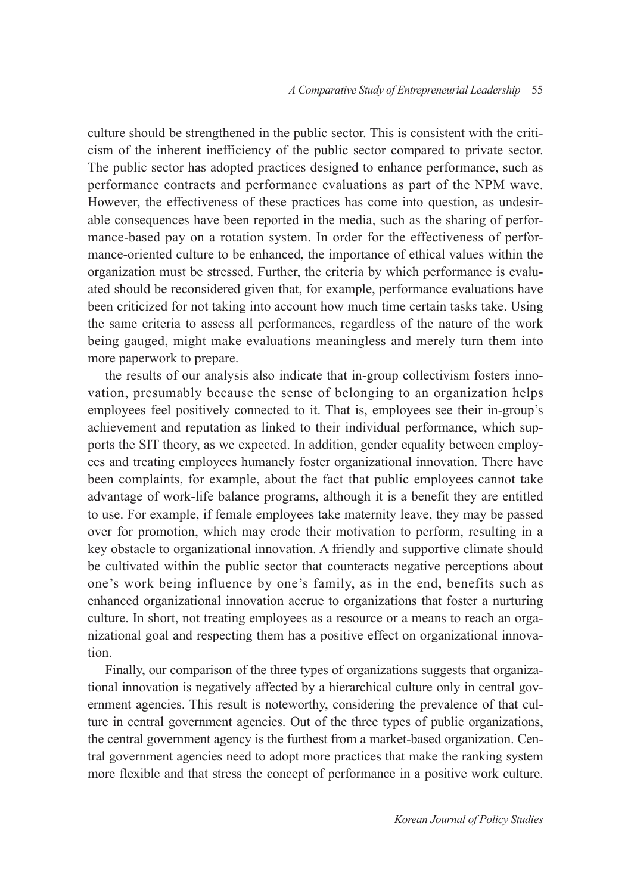culture should be strengthened in the public sector. This is consistent with the criticism of the inherent inefficiency of the public sector compared to private sector. The public sector has adopted practices designed to enhance performance, such as performance contracts and performance evaluations as part of the NPM wave. However, the effectiveness of these practices has come into question, as undesirable consequences have been reported in the media, such as the sharing of performance-based pay on a rotation system. In order for the effectiveness of performance-oriented culture to be enhanced, the importance of ethical values within the organization must be stressed. Further, the criteria by which performance is evaluated should be reconsidered given that, for example, performance evaluations have been criticized for not taking into account how much time certain tasks take. Using the same criteria to assess all performances, regardless of the nature of the work being gauged, might make evaluations meaningless and merely turn them into more paperwork to prepare.

the results of our analysis also indicate that in-group collectivism fosters innovation, presumably because the sense of belonging to an organization helps employees feel positively connected to it. That is, employees see their in-group's achievement and reputation as linked to their individual performance, which supports the SIT theory, as we expected. In addition, gender equality between employees and treating employees humanely foster organizational innovation. There have been complaints, for example, about the fact that public employees cannot take advantage of work-life balance programs, although it is a benefit they are entitled to use. For example, if female employees take maternity leave, they may be passed over for promotion, which may erode their motivation to perform, resulting in a key obstacle to organizational innovation. A friendly and supportive climate should be cultivated within the public sector that counteracts negative perceptions about one's work being influence by one's family, as in the end, benefits such as enhanced organizational innovation accrue to organizations that foster a nurturing culture. In short, not treating employees as a resource or a means to reach an organizational goal and respecting them has a positive effect on organizational innovation.

Finally, our comparison of the three types of organizations suggests that organizational innovation is negatively affected by a hierarchical culture only in central government agencies. This result is noteworthy, considering the prevalence of that culture in central government agencies. Out of the three types of public organizations, the central government agency is the furthest from a market-based organization. Central government agencies need to adopt more practices that make the ranking system more flexible and that stress the concept of performance in a positive work culture.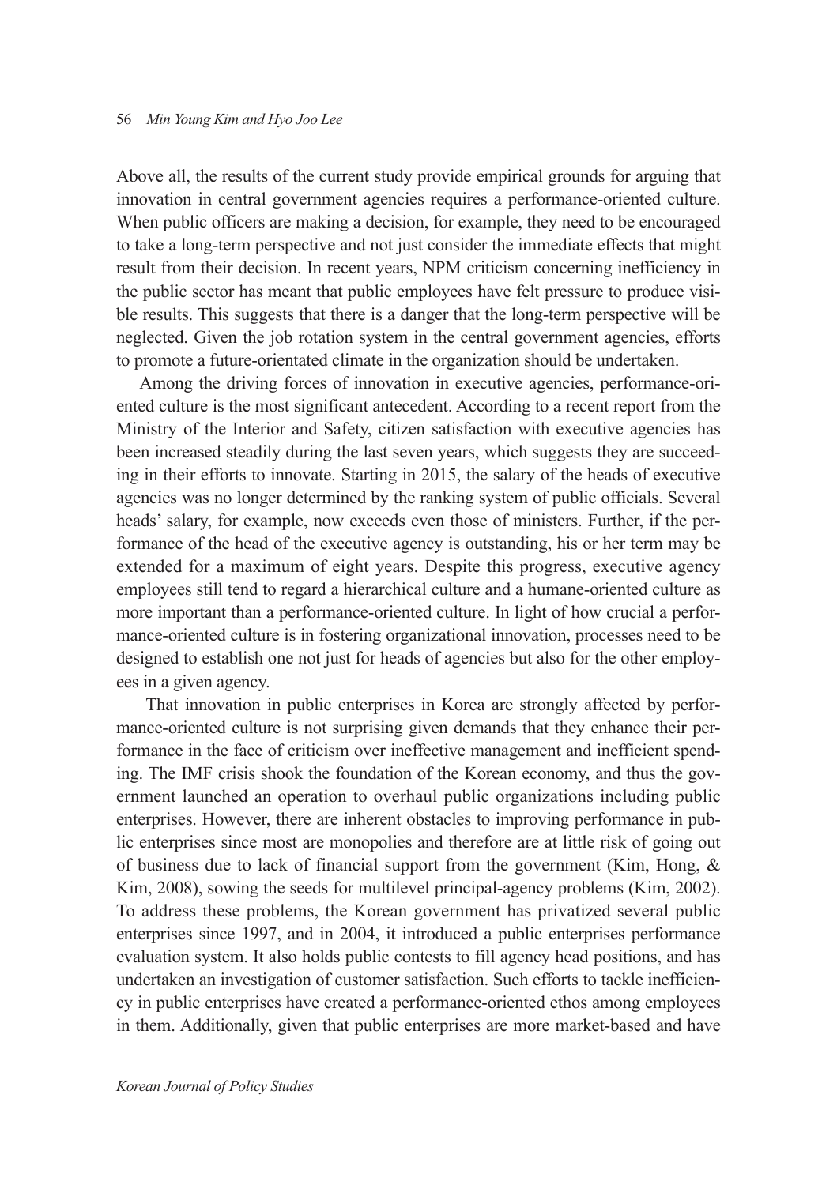Above all, the results of the current study provide empirical grounds for arguing that innovation in central government agencies requires a performance-oriented culture. When public officers are making a decision, for example, they need to be encouraged to take a long-term perspective and not just consider the immediate effects that might result from their decision. In recent years, NPM criticism concerning inefficiency in the public sector has meant that public employees have felt pressure to produce visible results. This suggests that there is a danger that the long-term perspective will be neglected. Given the job rotation system in the central government agencies, efforts to promote a future-orientated climate in the organization should be undertaken.

Among the driving forces of innovation in executive agencies, performance-oriented culture is the most significant antecedent. According to a recent report from the Ministry of the Interior and Safety, citizen satisfaction with executive agencies has been increased steadily during the last seven years, which suggests they are succeeding in their efforts to innovate. Starting in 2015, the salary of the heads of executive agencies was no longer determined by the ranking system of public officials. Several heads' salary, for example, now exceeds even those of ministers. Further, if the performance of the head of the executive agency is outstanding, his or her term may be extended for a maximum of eight years. Despite this progress, executive agency employees still tend to regard a hierarchical culture and a humane-oriented culture as more important than a performance-oriented culture. In light of how crucial a performance-oriented culture is in fostering organizational innovation, processes need to be designed to establish one not just for heads of agencies but also for the other employees in a given agency.

That innovation in public enterprises in Korea are strongly affected by performance-oriented culture is not surprising given demands that they enhance their performance in the face of criticism over ineffective management and inefficient spending. The IMF crisis shook the foundation of the Korean economy, and thus the government launched an operation to overhaul public organizations including public enterprises. However, there are inherent obstacles to improving performance in public enterprises since most are monopolies and therefore are at little risk of going out of business due to lack of financial support from the government (Kim, Hong, & Kim, 2008), sowing the seeds for multilevel principal-agency problems (Kim, 2002). To address these problems, the Korean government has privatized several public enterprises since 1997, and in 2004, it introduced a public enterprises performance evaluation system. It also holds public contests to fill agency head positions, and has undertaken an investigation of customer satisfaction. Such efforts to tackle inefficiency in public enterprises have created a performance-oriented ethos among employees in them. Additionally, given that public enterprises are more market-based and have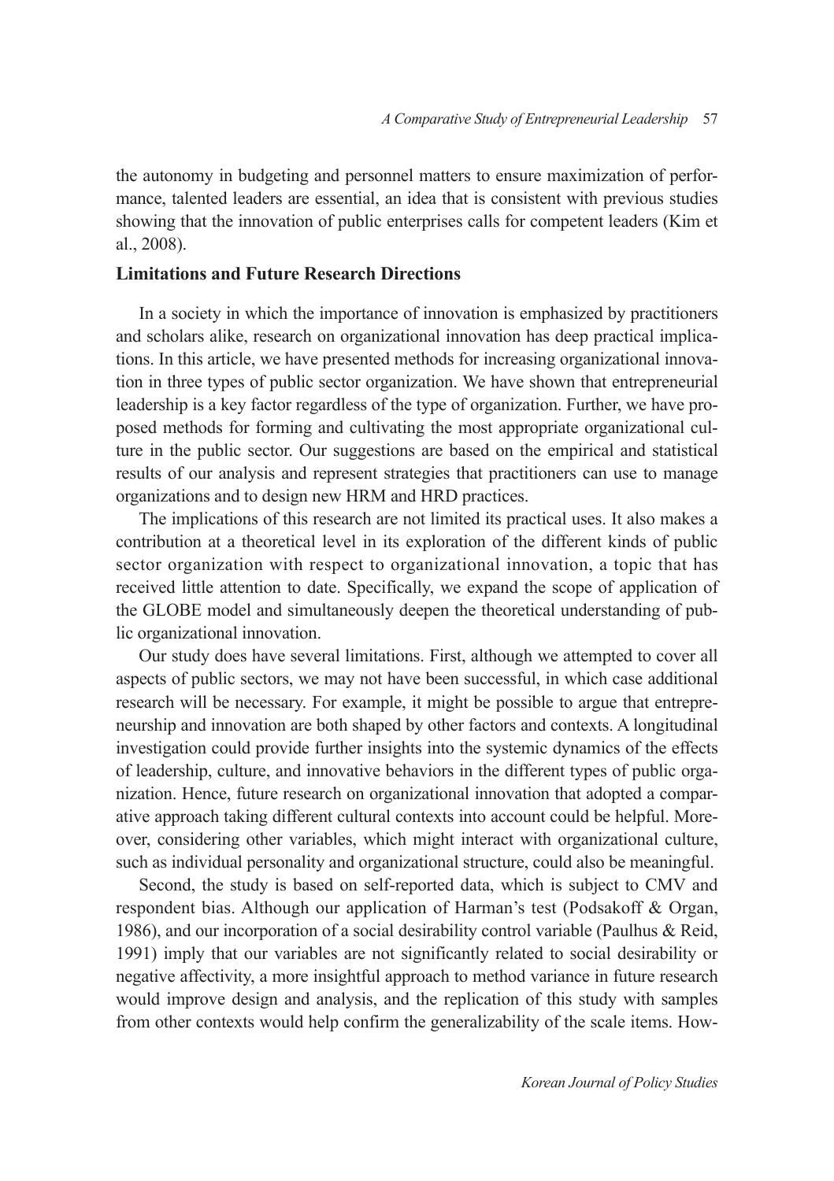the autonomy in budgeting and personnel matters to ensure maximization of performance, talented leaders are essential, an idea that is consistent with previous studies showing that the innovation of public enterprises calls for competent leaders (Kim et al., 2008).

### Limitations and Future Research Directions

In a society in which the importance of innovation is emphasized by practitioners and scholars alike, research on organizational innovation has deep practical implications. In this article, we have presented methods for increasing organizational innovation in three types of public sector organization. We have shown that entrepreneurial leadership is a key factor regardless of the type of organization. Further, we have proposed methods for forming and cultivating the most appropriate organizational culture in the public sector. Our suggestions are based on the empirical and statistical results of our analysis and represent strategies that practitioners can use to manage organizations and to design new HRM and HRD practices.

The implications of this research are not limited its practical uses. It also makes a contribution at a theoretical level in its exploration of the different kinds of public sector organization with respect to organizational innovation, a topic that has received little attention to date. Specifically, we expand the scope of application of the GLOBE model and simultaneously deepen the theoretical understanding of public organizational innovation.

Our study does have several limitations. First, although we attempted to cover all aspects of public sectors, we may not have been successful, in which case additional research will be necessary. For example, it might be possible to argue that entrepreneurship and innovation are both shaped by other factors and contexts. A longitudinal investigation could provide further insights into the systemic dynamics of the effects of leadership, culture, and innovative behaviors in the different types of public organization. Hence, future research on organizational innovation that adopted a comparative approach taking different cultural contexts into account could be helpful. Moreover, considering other variables, which might interact with organizational culture, such as individual personality and organizational structure, could also be meaningful.

Second, the study is based on self-reported data, which is subject to CMV and respondent bias. Although our application of Harman's test (Podsakoff & Organ, 1986), and our incorporation of a social desirability control variable (Paulhus & Reid, 1991) imply that our variables are not significantly related to social desirability or negative affectivity, a more insightful approach to method variance in future research would improve design and analysis, and the replication of this study with samples from other contexts would help confirm the generalizability of the scale items. How-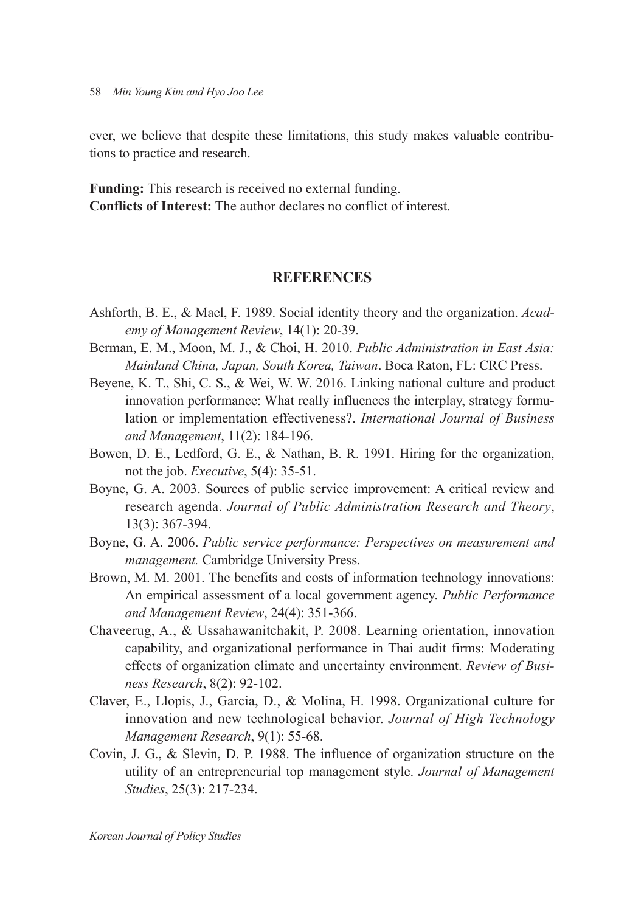ever, we believe that despite these limitations, this study makes valuable contributions to practice and research.

**Funding:** This research is received no external funding.
**Conflicts of Interest:** The author declares no conflict of interest.

## REFERENCES

Ashforth, B. E., & Mael, F. 1989. Social identity theory and the organization. *Academy of Management Review*, 14(1): 20-39.

Berman, E. M., Moon, M. J., & Choi, H. 2010. *Public Administration in East Asia: Mainland China, Japan, South Korea, Taiwan*. Boca Raton, FL: CRC Press.

Beyene, K. T., Shi, C. S., & Wei, W. W. 2016. Linking national culture and product innovation performance: What really influences the interplay, strategy formulation or implementation effectiveness?. *International Journal of Business and Management*, 11(2): 184-196.

Bowen, D. E., Ledford, G. E., & Nathan, B. R. 1991. Hiring for the organization, not the job. *Executive*, 5(4): 35-51.

Boyne, G. A. 2003. Sources of public service improvement: A critical review and research agenda. *Journal of Public Administration Research and Theory*, 13(3): 367-394.

Boyne, G. A. 2006. *Public service performance: Perspectives on measurement and management.* Cambridge University Press.

Brown, M. M. 2001. The benefits and costs of information technology innovations: An empirical assessment of a local government agency. *Public Performance and Management Review*, 24(4): 351-366.

Chaveerug, A., & Ussahawanitchakit, P. 2008. Learning orientation, innovation capability, and organizational performance in Thai audit firms: Moderating effects of organization climate and uncertainty environment. *Review of Business Research*, 8(2): 92-102.

Claver, E., Llopis, J., Garcia, D., & Molina, H. 1998. Organizational culture for innovation and new technological behavior. *Journal of High Technology Management Research*, 9(1): 55-68.

Covin, J. G., & Slevin, D. P. 1988. The influence of organization structure on the utility of an entrepreneurial top management style. *Journal of Management Studies*, 25(3): 217-234.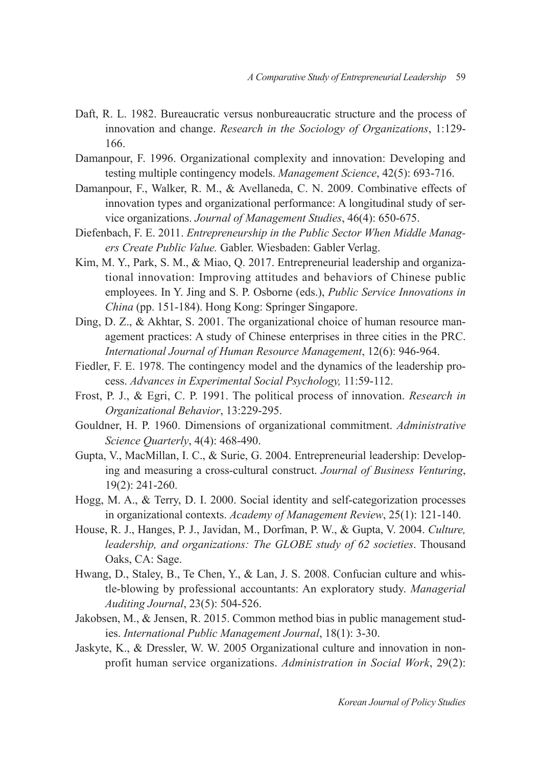Daft, R. L. 1982. Bureaucratic versus nonbureaucratic structure and the process of innovation and change. *Research in the Sociology of Organizations*, 1:129-166.

Damanpour, F. 1996. Organizational complexity and innovation: Developing and testing multiple contingency models. *Management Science*, 42(5): 693-716.

Damanpour, F., Walker, R. M., & Avellaneda, C. N. 2009. Combinative effects of innovation types and organizational performance: A longitudinal study of service organizations. *Journal of Management Studies*, 46(4): 650-675.

Diefenbach, F. E. 2011. *Entrepreneurship in the Public Sector When Middle Managers Create Public Value.* Gabler. Wiesbaden: Gabler Verlag.

Kim, M. Y., Park, S. M., & Miao, Q. 2017. Entrepreneurial leadership and organizational innovation: Improving attitudes and behaviors of Chinese public employees. In Y. Jing and S. P. Osborne (eds.), *Public Service Innovations in China* (pp. 151-184). Hong Kong: Springer Singapore.

Ding, D. Z., & Akhtar, S. 2001. The organizational choice of human resource management practices: A study of Chinese enterprises in three cities in the PRC. *International Journal of Human Resource Management*, 12(6): 946-964.

Fiedler, F. E. 1978. The contingency model and the dynamics of the leadership process. *Advances in Experimental Social Psychology,* 11:59-112.

Frost, P. J., & Egri, C. P. 1991. The political process of innovation. *Research in Organizational Behavior*, 13:229-295.

Gouldner, H. P. 1960. Dimensions of organizational commitment. *Administrative Science Quarterly*, 4(4): 468-490.

Gupta, V., MacMillan, I. C., & Surie, G. 2004. Entrepreneurial leadership: Developing and measuring a cross-cultural construct. *Journal of Business Venturing*, 19(2): 241-260.

Hogg, M. A., & Terry, D. I. 2000. Social identity and self-categorization processes in organizational contexts. *Academy of Management Review*, 25(1): 121-140.

House, R. J., Hanges, P. J., Javidan, M., Dorfman, P. W., & Gupta, V. 2004. *Culture, leadership, and organizations: The GLOBE study of 62 societies*. Thousand Oaks, CA: Sage.

Hwang, D., Staley, B., Te Chen, Y., & Lan, J. S. 2008. Confucian culture and whistle-blowing by professional accountants: An exploratory study. *Managerial Auditing Journal*, 23(5): 504-526.

Jakobsen, M., & Jensen, R. 2015. Common method bias in public management studies. *International Public Management Journal*, 18(1): 3-30.

Jaskyte, K., & Dressler, W. W. 2005 Organizational culture and innovation in nonprofit human service organizations. *Administration in Social Work*, 29(2):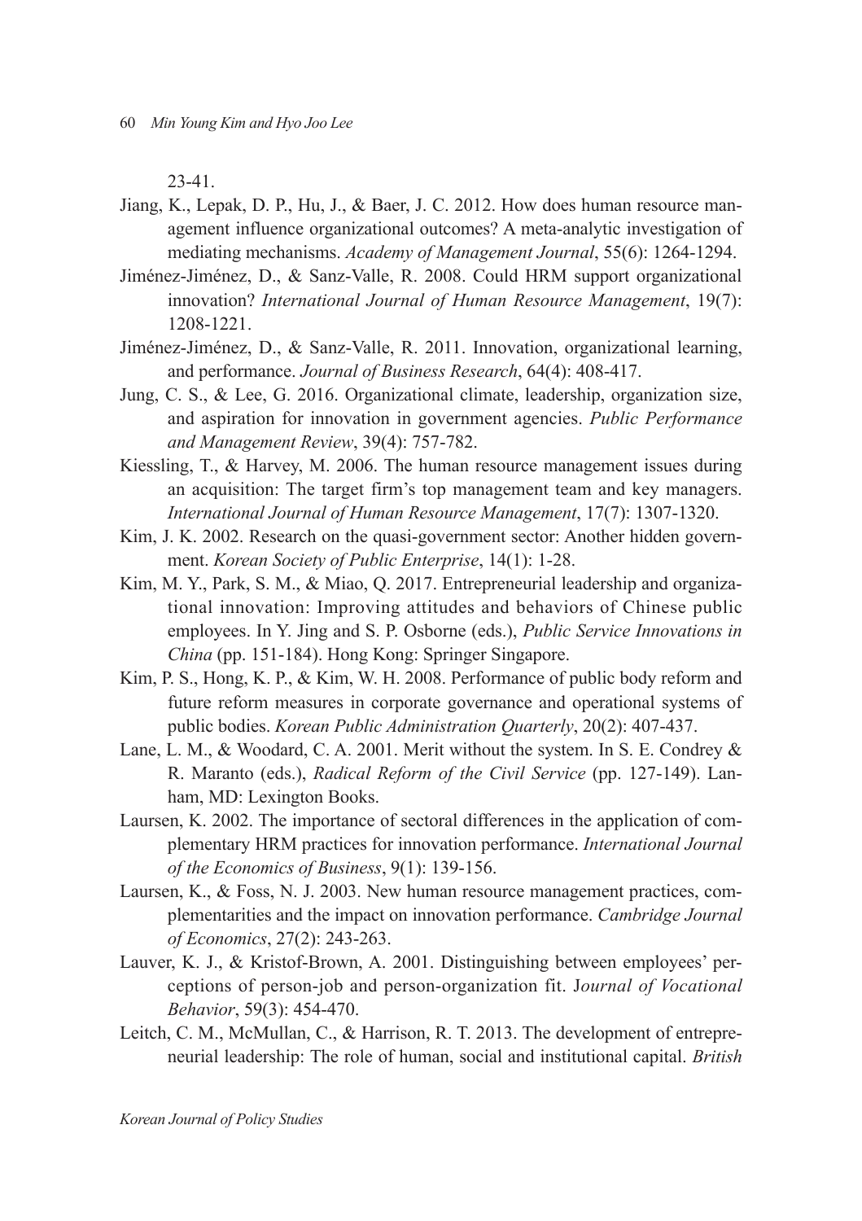23-41.

Jiang, K., Lepak, D. P., Hu, J., & Baer, J. C. 2012. How does human resource management influence organizational outcomes? A meta-analytic investigation of mediating mechanisms. *Academy of Management Journal*, 55(6): 1264-1294.

Jiménez-Jiménez, D., & Sanz-Valle, R. 2008. Could HRM support organizational innovation? *International Journal of Human Resource Management*, 19(7): 1208-1221.

Jiménez-Jiménez, D., & Sanz-Valle, R. 2011. Innovation, organizational learning, and performance. *Journal of Business Research*, 64(4): 408-417.

Jung, C. S., & Lee, G. 2016. Organizational climate, leadership, organization size, and aspiration for innovation in government agencies. *Public Performance and Management Review*, 39(4): 757-782.

Kiessling, T., & Harvey, M. 2006. The human resource management issues during an acquisition: The target firm's top management team and key managers. *International Journal of Human Resource Management*, 17(7): 1307-1320.

Kim, J. K. 2002. Research on the quasi-government sector: Another hidden government. *Korean Society of Public Enterprise*, 14(1): 1-28.

Kim, M. Y., Park, S. M., & Miao, Q. 2017. Entrepreneurial leadership and organizational innovation: Improving attitudes and behaviors of Chinese public employees. In Y. Jing and S. P. Osborne (eds.), *Public Service Innovations in China* (pp. 151-184). Hong Kong: Springer Singapore.

Kim, P. S., Hong, K. P., & Kim, W. H. 2008. Performance of public body reform and future reform measures in corporate governance and operational systems of public bodies. *Korean Public Administration Quarterly*, 20(2): 407-437.

Lane, L. M., & Woodard, C. A. 2001. Merit without the system. In S. E. Condrey & R. Maranto (eds.), *Radical Reform of the Civil Service* (pp. 127-149). Lanham, MD: Lexington Books.

Laursen, K. 2002. The importance of sectoral differences in the application of complementary HRM practices for innovation performance. *International Journal of the Economics of Business*, 9(1): 139-156.

Laursen, K., & Foss, N. J. 2003. New human resource management practices, complementarities and the impact on innovation performance. *Cambridge Journal of Economics*, 27(2): 243-263.

Lauver, K. J., & Kristof-Brown, A. 2001. Distinguishing between employees' perceptions of person-job and person-organization fit. J*ournal of Vocational Behavior*, 59(3): 454-470.

Leitch, C. M., McMullan, C., & Harrison, R. T. 2013. The development of entrepreneurial leadership: The role of human, social and institutional capital. *British*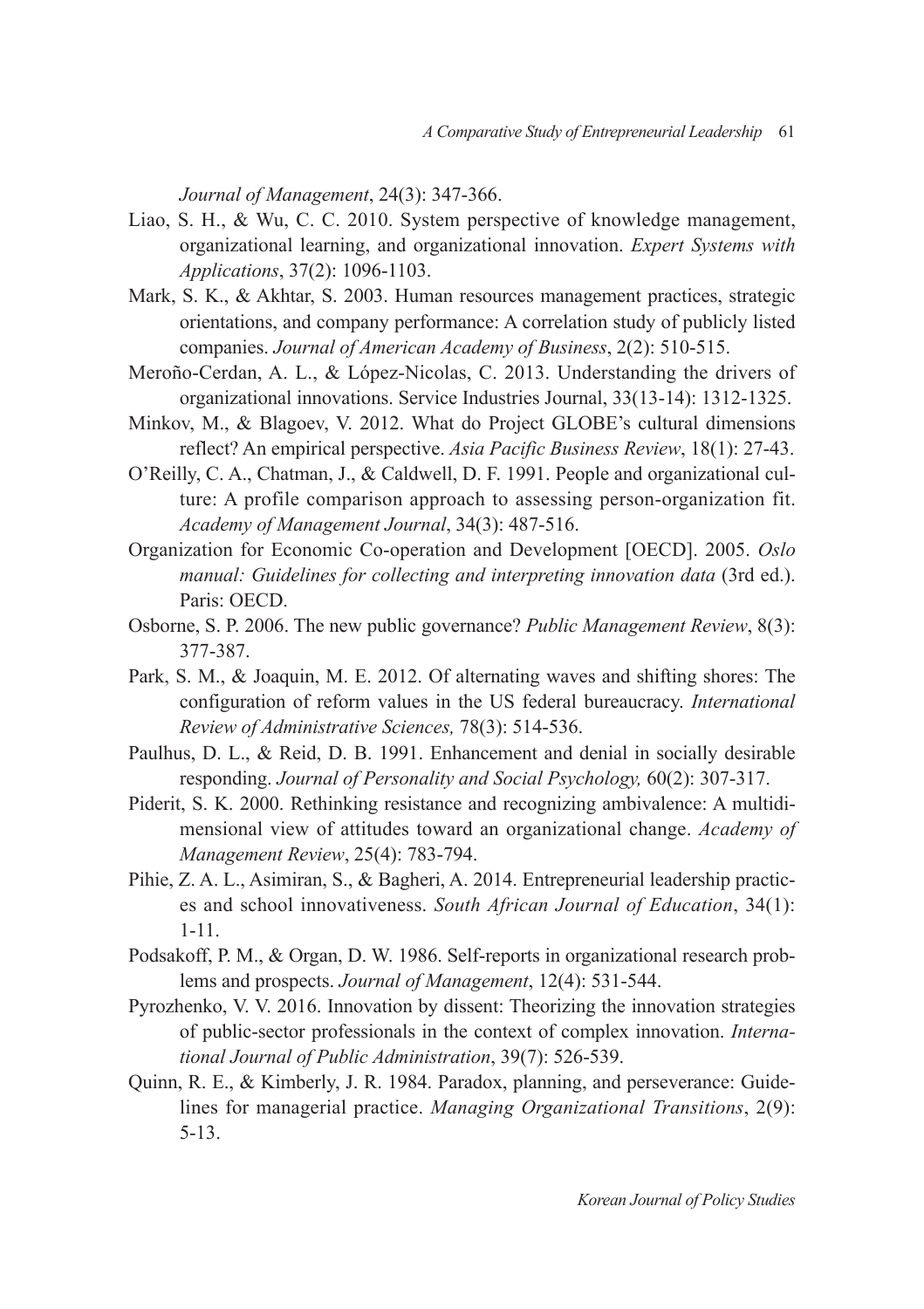*Journal of Management*, 24(3): 347-366.

Liao, S. H., & Wu, C. C. 2010. System perspective of knowledge management, organizational learning, and organizational innovation. *Expert Systems with Applications*, 37(2): 1096-1103.

Mark, S. K., & Akhtar, S. 2003. Human resources management practices, strategic orientations, and company performance: A correlation study of publicly listed companies. *Journal of American Academy of Business*, 2(2): 510-515.

Meroño-Cerdan, A. L., & López-Nicolas, C. 2013. Understanding the drivers of organizational innovations. Service Industries Journal, 33(13-14): 1312-1325.

Minkov, M., & Blagoev, V. 2012. What do Project GLOBE's cultural dimensions reflect? An empirical perspective. *Asia Pacific Business Review*, 18(1): 27-43.

O'Reilly, C. A., Chatman, J., & Caldwell, D. F. 1991. People and organizational culture: A profile comparison approach to assessing person-organization fit. *Academy of Management Journal*, 34(3): 487-516.

Organization for Economic Co-operation and Development [OECD]. 2005. *Oslo manual: Guidelines for collecting and interpreting innovation data* (3rd ed.). Paris: OECD.

Osborne, S. P. 2006. The new public governance? *Public Management Review*, 8(3): 377-387.

Park, S. M., & Joaquin, M. E. 2012. Of alternating waves and shifting shores: The configuration of reform values in the US federal bureaucracy. *International Review of Administrative Sciences,* 78(3): 514-536.

Paulhus, D. L., & Reid, D. B. 1991. Enhancement and denial in socially desirable responding. *Journal of Personality and Social Psychology,* 60(2): 307-317.

Piderit, S. K. 2000. Rethinking resistance and recognizing ambivalence: A multidimensional view of attitudes toward an organizational change. *Academy of Management Review*, 25(4): 783-794.

Pihie, Z. A. L., Asimiran, S., & Bagheri, A. 2014. Entrepreneurial leadership practices and school innovativeness. *South African Journal of Education*, 34(1): 1-11.

Podsakoff, P. M., & Organ, D. W. 1986. Self-reports in organizational research problems and prospects. *Journal of Management*, 12(4): 531-544.

Pyrozhenko, V. V. 2016. Innovation by dissent: Theorizing the innovation strategies of public-sector professionals in the context of complex innovation. *International Journal of Public Administration*, 39(7): 526-539.

Quinn, R. E., & Kimberly, J. R. 1984. Paradox, planning, and perseverance: Guidelines for managerial practice. *Managing Organizational Transitions*, 2(9): 5-13.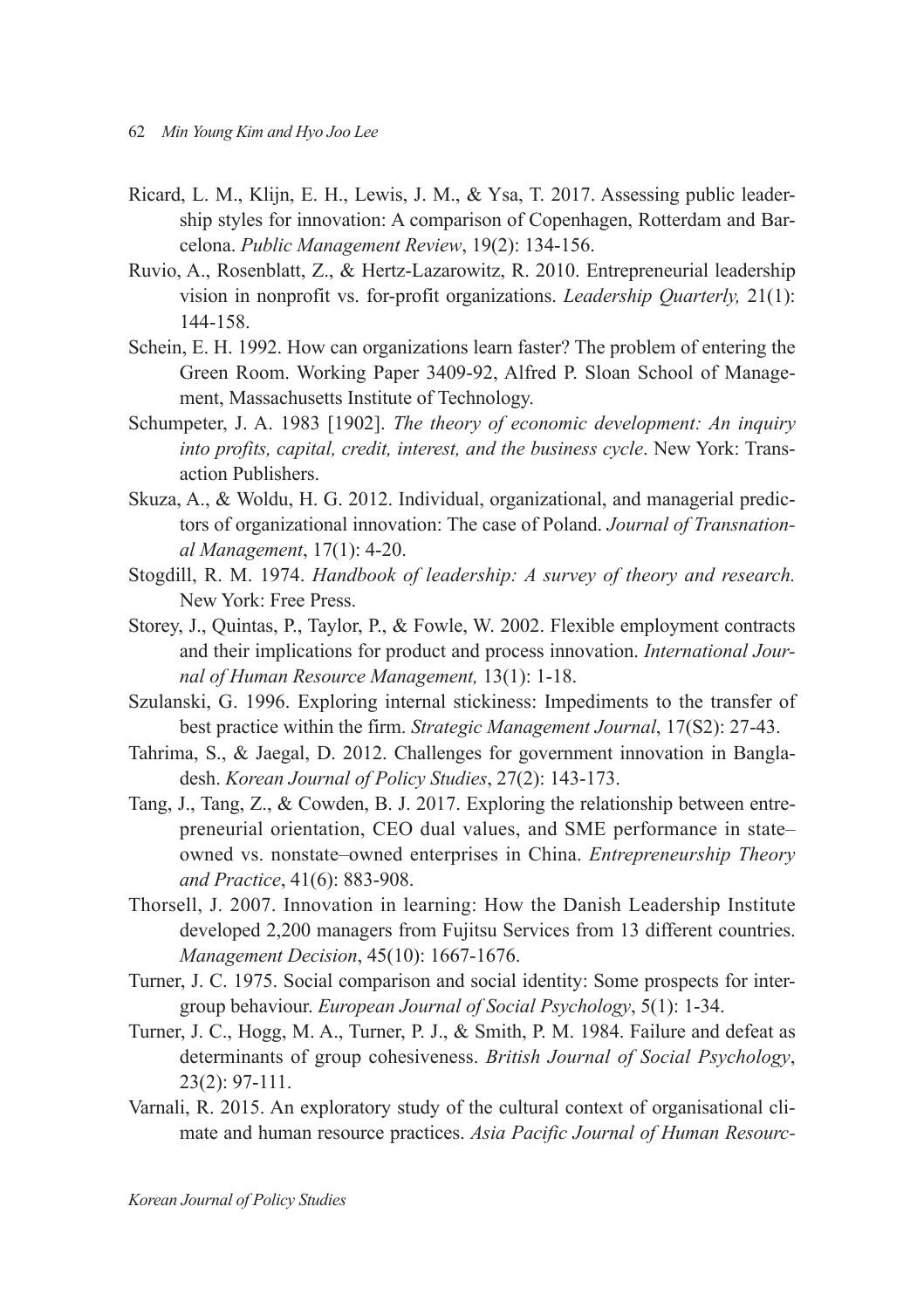Ricard, L. M., Klijn, E. H., Lewis, J. M., & Ysa, T. 2017. Assessing public leadership styles for innovation: A comparison of Copenhagen, Rotterdam and Barcelona. *Public Management Review*, 19(2): 134-156.

Ruvio, A., Rosenblatt, Z., & Hertz-Lazarowitz, R. 2010. Entrepreneurial leadership vision in nonprofit vs. for-profit organizations. *Leadership Quarterly,* 21(1): 144-158.

Schein, E. H. 1992. How can organizations learn faster? The problem of entering the Green Room. Working Paper 3409-92, Alfred P. Sloan School of Management, Massachusetts Institute of Technology.

Schumpeter, J. A. 1983 [1902]. *The theory of economic development: An inquiry into profits, capital, credit, interest, and the business cycle*. New York: Transaction Publishers.

Skuza, A., & Woldu, H. G. 2012. Individual, organizational, and managerial predictors of organizational innovation: The case of Poland. *Journal of Transnational Management*, 17(1): 4-20.

Stogdill, R. M. 1974. *Handbook of leadership: A survey of theory and research.* New York: Free Press.

Storey, J., Quintas, P., Taylor, P., & Fowle, W. 2002. Flexible employment contracts and their implications for product and process innovation. *International Journal of Human Resource Management,* 13(1): 1-18.

Szulanski, G. 1996. Exploring internal stickiness: Impediments to the transfer of best practice within the firm. *Strategic Management Journal*, 17(S2): 27-43.

Tahrima, S., & Jaegal, D. 2012. Challenges for government innovation in Bangladesh. *Korean Journal of Policy Studies*, 27(2): 143-173.

Tang, J., Tang, Z., & Cowden, B. J. 2017. Exploring the relationship between entrepreneurial orientation, CEO dual values, and SME performance in state–owned vs. nonstate–owned enterprises in China. *Entrepreneurship Theory and Practice*, 41(6): 883-908.

Thorsell, J. 2007. Innovation in learning: How the Danish Leadership Institute developed 2,200 managers from Fujitsu Services from 13 different countries. *Management Decision*, 45(10): 1667-1676.

Turner, J. C. 1975. Social comparison and social identity: Some prospects for intergroup behaviour. *European Journal of Social Psychology*, 5(1): 1-34.

Turner, J. C., Hogg, M. A., Turner, P. J., & Smith, P. M. 1984. Failure and defeat as determinants of group cohesiveness. *British Journal of Social Psychology*, 23(2): 97-111.

Varnali, R. 2015. An exploratory study of the cultural context of organisational climate and human resource practices. *Asia Pacific Journal of Human Resourc-*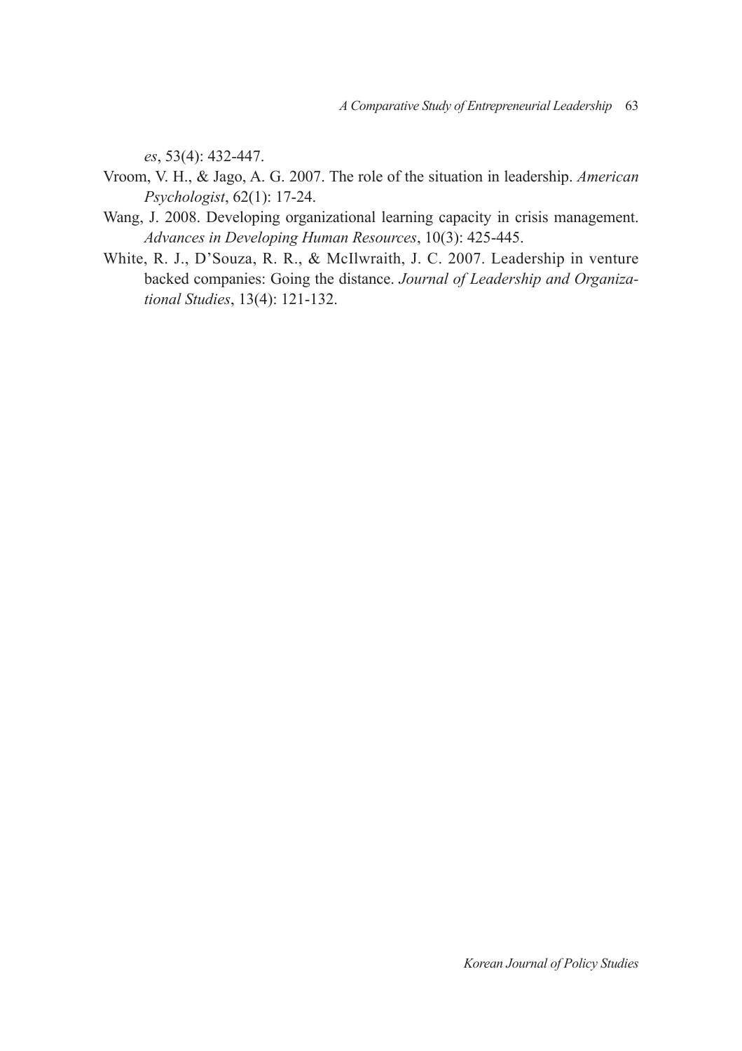*es*, 53(4): 432-447.

Vroom, V. H., & Jago, A. G. 2007. The role of the situation in leadership. *American Psychologist*, 62(1): 17-24.

Wang, J. 2008. Developing organizational learning capacity in crisis management. *Advances in Developing Human Resources*, 10(3): 425-445.

White, R. J., D'Souza, R. R., & McIlwraith, J. C. 2007. Leadership in venture backed companies: Going the distance. *Journal of Leadership and Organizational Studies*, 13(4): 121-132.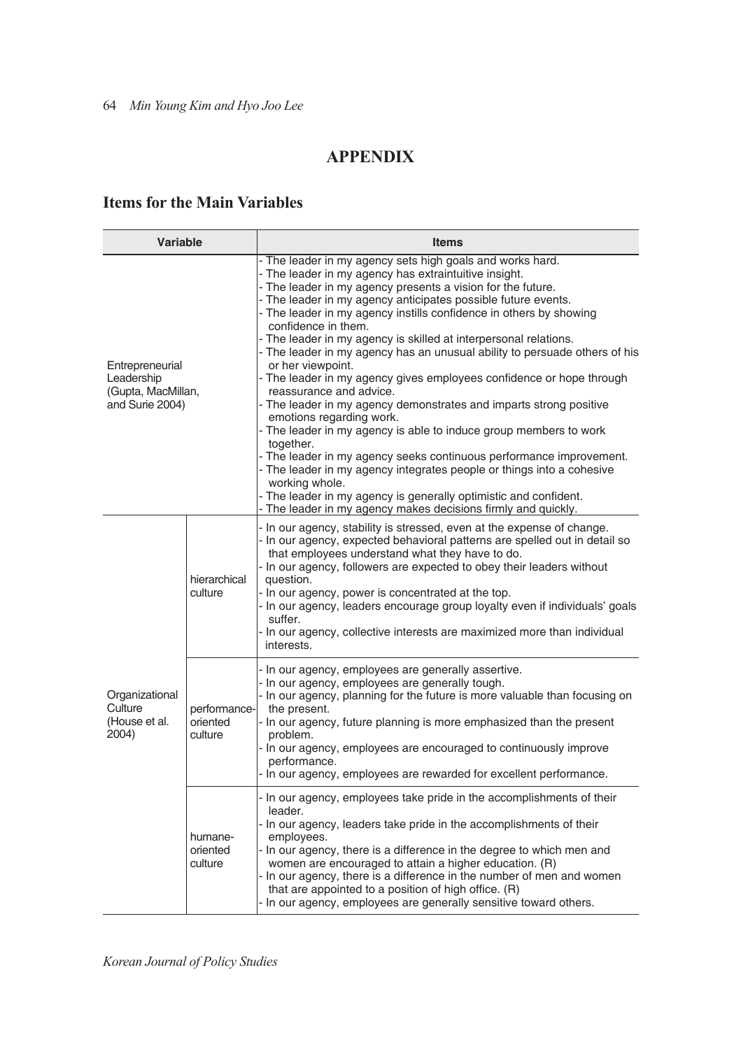# APPENDIX

## Items for the Main Variables

| Variable | | Items |
|---|---|---|
| Entrepreneurial Leadership (Gupta, MacMillan, and Surie 2004) | | - The leader in my agency sets high goals and works hard.<br>- The leader in my agency has extraintuitive insight.<br>- The leader in my agency presents a vision for the future.<br>- The leader in my agency anticipates possible future events.<br>- The leader in my agency instills confidence in others by showing confidence in them.<br>- The leader in my agency is skilled at interpersonal relations.<br>- The leader in my agency has an unusual ability to persuade others of his or her viewpoint.<br>- The leader in my agency gives employees confidence or hope through reassurance and advice.<br>- The leader in my agency demonstrates and imparts strong positive emotions regarding work.<br>- The leader in my agency is able to induce group members to work together.<br>- The leader in my agency seeks continuous performance improvement.<br>- The leader in my agency integrates people or things into a cohesive working whole.<br>- The leader in my agency is generally optimistic and confident.<br>- The leader in my agency makes decisions firmly and quickly. |
| Organizational Culture (House et al. 2004) | hierarchical culture | - In our agency, stability is stressed, even at the expense of change.<br>- In our agency, expected behavioral patterns are spelled out in detail so that employees understand what they have to do.<br>- In our agency, followers are expected to obey their leaders without question.<br>- In our agency, power is concentrated at the top.<br>- In our agency, leaders encourage group loyalty even if individuals' goals suffer.<br>- In our agency, collective interests are maximized more than individual interests. |
| | performance-oriented culture | - In our agency, employees are generally assertive.<br>- In our agency, employees are generally tough.<br>- In our agency, planning for the future is more valuable than focusing on the present.<br>- In our agency, future planning is more emphasized than the present problem.<br>- In our agency, employees are encouraged to continuously improve performance.<br>- In our agency, employees are rewarded for excellent performance. |
| | humane-oriented culture | - In our agency, employees take pride in the accomplishments of their leader.<br>- In our agency, leaders take pride in the accomplishments of their employees.<br>- In our agency, there is a difference in the degree to which men and women are encouraged to attain a higher education. (R)<br>- In our agency, there is a difference in the number of men and women that are appointed to a position of high office. (R)<br>- In our agency, employees are generally sensitive toward others. |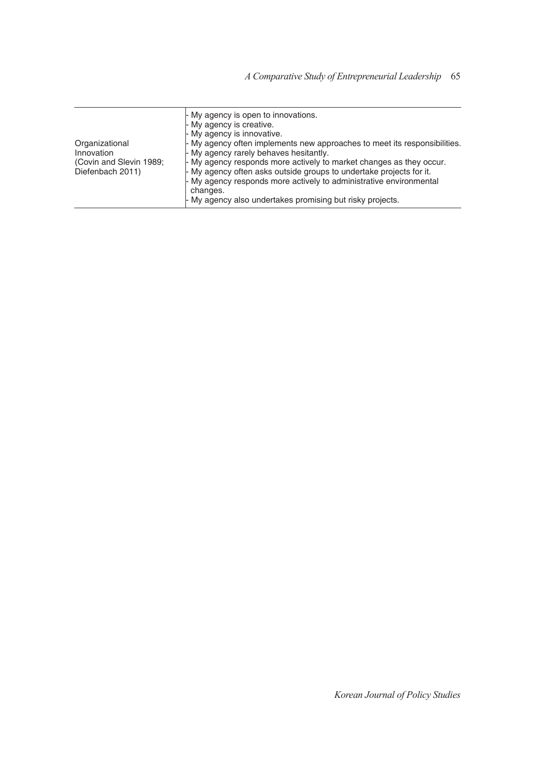| | |
|---|---|
| Organizational Innovation (Covin and Slevin 1989; Diefenbach 2011) | - My agency is open to innovations.<br>- My agency is creative.<br>- My agency is innovative.<br>- My agency often implements new approaches to meet its responsibilities.<br>- My agency rarely behaves hesitantly.<br>- My agency responds more actively to market changes as they occur.<br>- My agency often asks outside groups to undertake projects for it.<br>- My agency responds more actively to administrative environmental changes.<br>- My agency also undertakes promising but risky projects. |